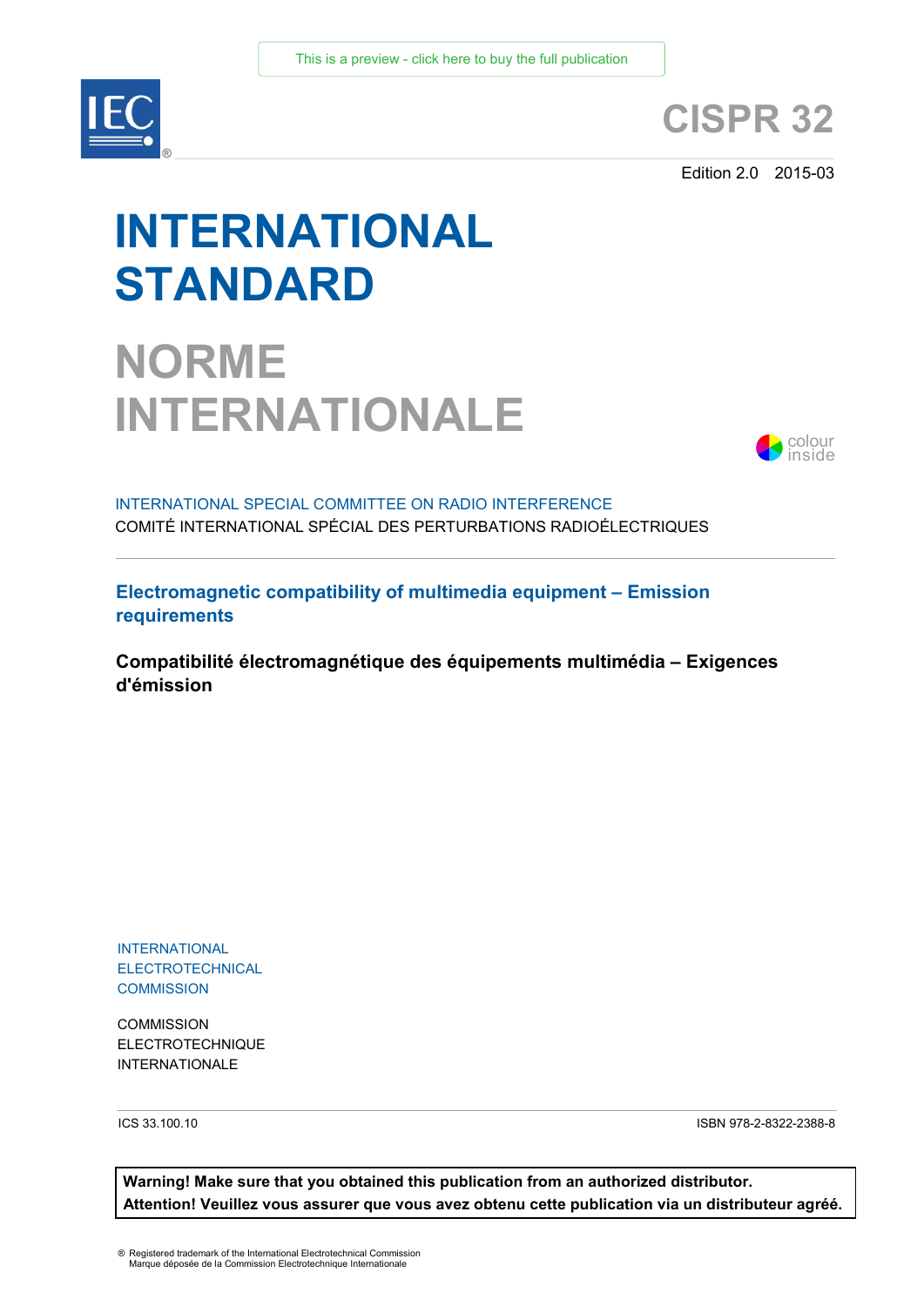This is a preview - click here to buy the full publication

# CISPR 32

Edition 2.0 2015-03

# INTERNATIONAL STANDARD

# NORME INTERNATIONALE

colour inside

INTERNATIONAL SPECIAL COMMITTEE ON RADIO INTERFERENCE

COMITÉ INTERNATIONAL SPÉCIAL DES PERTURBATIONS RADIOÉLECTRIQUES

## Electromagnetic compatibility of multimedia equipment – Emission requirements

## Compatibilité électromagnétique des équipements multimédia – Exigences d'émission

INTERNATIONAL ELECTROTECHNICAL COMMISSION

COMMISSION ELECTROTECHNIQUE INTERNATIONALE

ICS 33.100.10

ISBN 978-2-8322-2388-8

**Warning! Make sure that you obtained this publication from an authorized distributor.**
**Attention! Veuillez vous assurer que vous avez obtenu cette publication via un distributeur agréé.**

® Registered trademark of the International Electrotechnical Commission
Marque déposée de la Commission Electrotechnique Internationale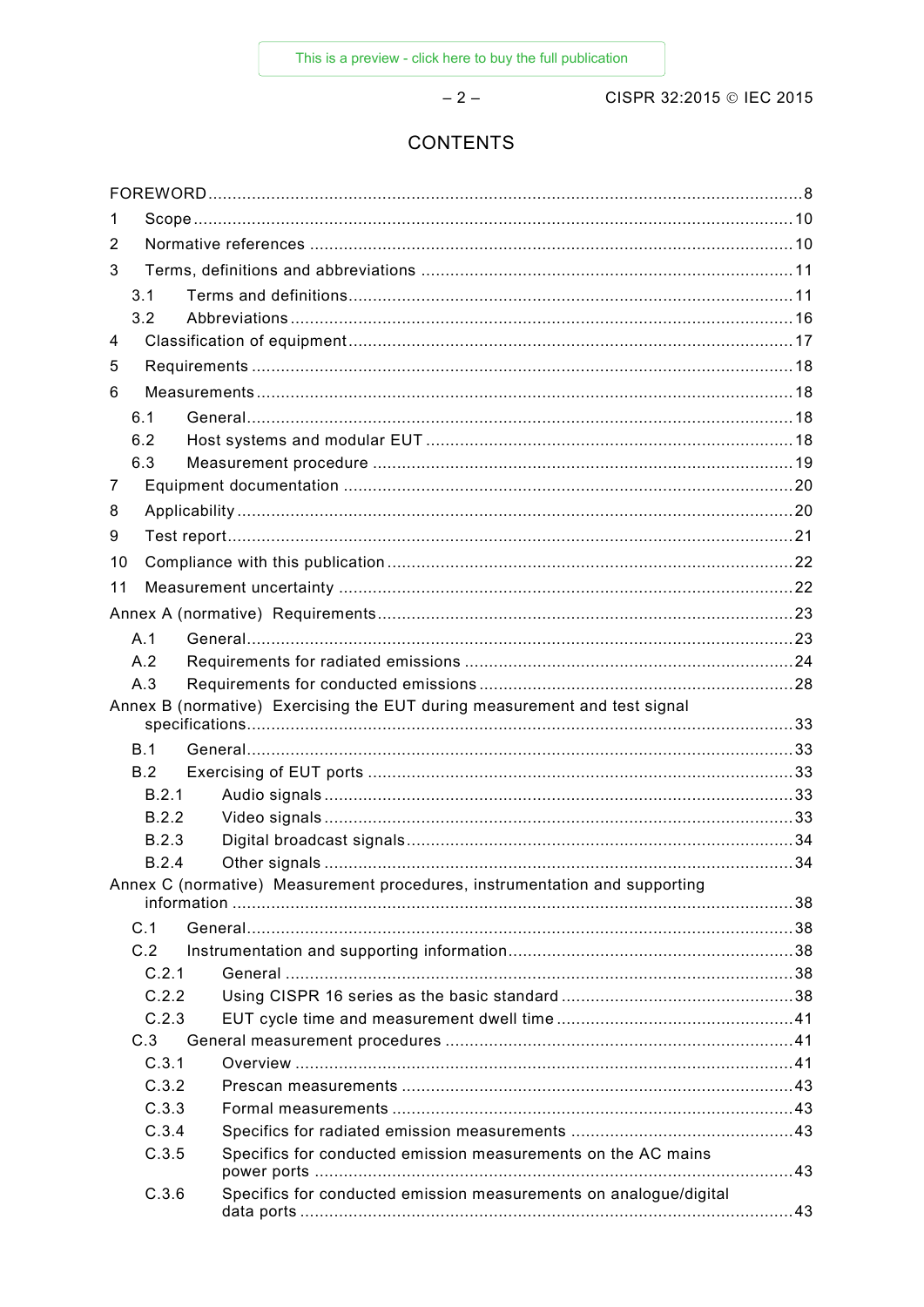# CONTENTS

FOREWORD ........................................................................................................................ 8
1 Scope ........................................................................................................................... 10
2 Normative references .................................................................................................. 10
3 Terms, definitions and abbreviations ............................................................................ 11
 3.1 Terms and definitions ............................................................................................ 11
 3.2 Abbreviations ......................................................................................................... 16
4 Classification of equipment ........................................................................................... 17
5 Requirements ................................................................................................................ 18
6 Measurements .............................................................................................................. 18
 6.1 General ................................................................................................................. 18
 6.2 Host systems and modular EUT ............................................................................ 18
 6.3 Measurement procedure ........................................................................................ 19
7 Equipment documentation ............................................................................................. 20
8 Applicability ................................................................................................................... 20
9 Test report ..................................................................................................................... 21
10 Compliance with this publication .................................................................................. 22
11 Measurement uncertainty ............................................................................................. 22
Annex A (normative) Requirements ...................................................................................... 23
 A.1 General ................................................................................................................. 23
 A.2 Requirements for radiated emissions .................................................................... 24
 A.3 Requirements for conducted emissions ................................................................ 28
Annex B (normative) Exercising the EUT during measurement and test signal specifications ................................................................................................................. 33
 B.1 General ................................................................................................................. 33
 B.2 Exercising of EUT ports ........................................................................................ 33
  B.2.1 Audio signals ................................................................................................. 33
  B.2.2 Video signals ................................................................................................. 33
  B.2.3 Digital broadcast signals ............................................................................... 34
  B.2.4 Other signals ................................................................................................. 34
Annex C (normative) Measurement procedures, instrumentation and supporting information ................................................................................................................... 38
 C.1 General ................................................................................................................. 38
 C.2 Instrumentation and supporting information ........................................................... 38
  C.2.1 General ......................................................................................................... 38
  C.2.2 Using CISPR 16 series as the basic standard ................................................ 38
  C.2.3 EUT cycle time and measurement dwell time ................................................. 41
 C.3 General measurement procedures ........................................................................ 41
  C.3.1 Overview ....................................................................................................... 41
  C.3.2 Prescan measurements ................................................................................. 43
  C.3.3 Formal measurements ................................................................................... 43
  C.3.4 Specifics for radiated emission measurements .............................................. 43
  C.3.5 Specifics for conducted emission measurements on the AC mains power ports ................................................................................................................... 43
  C.3.6 Specifics for conducted emission measurements on analogue/digital data ports ...................................................................................................................... 43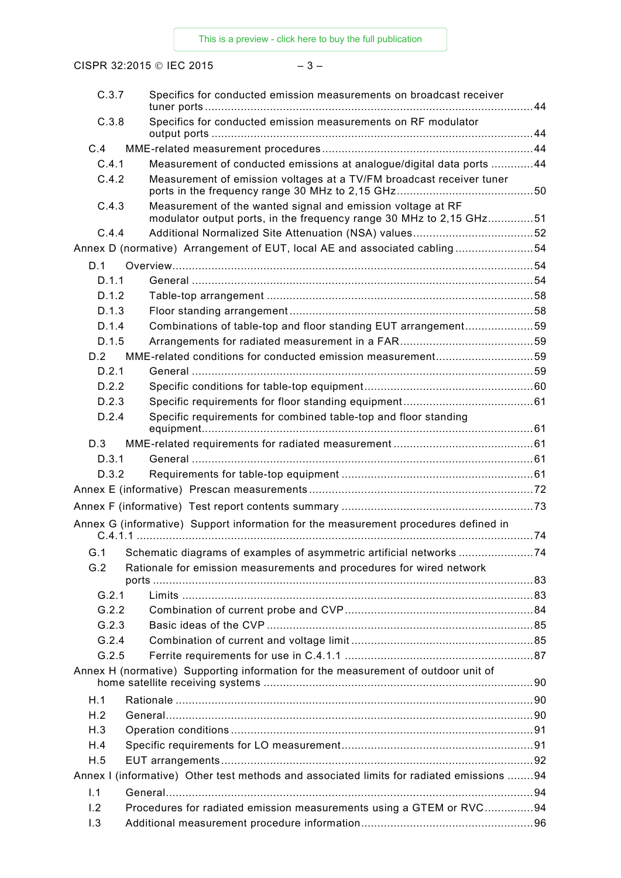C.3.7 Specifics for conducted emission measurements on broadcast receiver tuner ports ..... 44
C.3.8 Specifics for conducted emission measurements on RF modulator output ports ..... 44
C.4 MME-related measurement procedures ..... 44
C.4.1 Measurement of conducted emissions at analogue/digital data ports ..... 44
C.4.2 Measurement of emission voltages at a TV/FM broadcast receiver tuner ports in the frequency range 30 MHz to 2,15 GHz ..... 50
C.4.3 Measurement of the wanted signal and emission voltage at RF modulator output ports, in the frequency range 30 MHz to 2,15 GHz ..... 51
C.4.4 Additional Normalized Site Attenuation (NSA) values ..... 52
Annex D (normative) Arrangement of EUT, local AE and associated cabling ..... 54
D.1 Overview ..... 54
D.1.1 General ..... 54
D.1.2 Table-top arrangement ..... 58
D.1.3 Floor standing arrangement ..... 58
D.1.4 Combinations of table-top and floor standing EUT arrangement ..... 59
D.1.5 Arrangements for radiated measurement in a FAR ..... 59
D.2 MME-related conditions for conducted emission measurement ..... 59
D.2.1 General ..... 59
D.2.2 Specific conditions for table-top equipment ..... 60
D.2.3 Specific requirements for floor standing equipment ..... 61
D.2.4 Specific requirements for combined table-top and floor standing equipment ..... 61
D.3 MME-related requirements for radiated measurement ..... 61
D.3.1 General ..... 61
D.3.2 Requirements for table-top equipment ..... 61
Annex E (informative) Prescan measurements ..... 72
Annex F (informative) Test report contents summary ..... 73
Annex G (informative) Support information for the measurement procedures defined in C.4.1.1 ..... 74
G.1 Schematic diagrams of examples of asymmetric artificial networks ..... 74
G.2 Rationale for emission measurements and procedures for wired network ports ..... 83
G.2.1 Limits ..... 83
G.2.2 Combination of current probe and CVP ..... 84
G.2.3 Basic ideas of the CVP ..... 85
G.2.4 Combination of current and voltage limit ..... 85
G.2.5 Ferrite requirements for use in C.4.1.1 ..... 87
Annex H (normative) Supporting information for the measurement of outdoor unit of home satellite receiving systems ..... 90
H.1 Rationale ..... 90
H.2 General ..... 90
H.3 Operation conditions ..... 91
H.4 Specific requirements for LO measurement ..... 91
H.5 EUT arrangements ..... 92
Annex I (informative) Other test methods and associated limits for radiated emissions ..... 94
I.1 General ..... 94
I.2 Procedures for radiated emission measurements using a GTEM or RVC ..... 94
I.3 Additional measurement procedure information ..... 96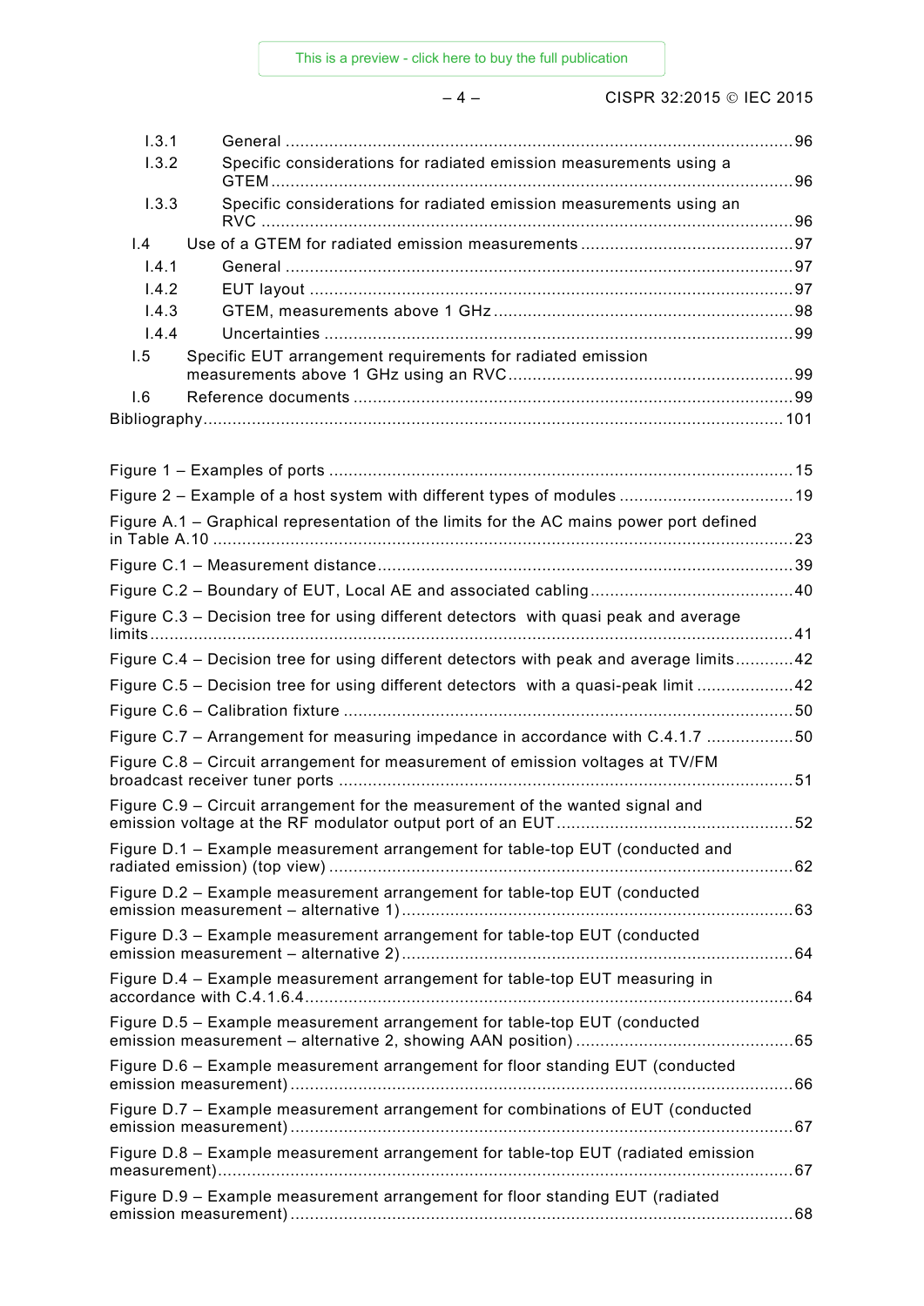I.3.1 General ..........................................................................................................96

I.3.2 Specific considerations for radiated emission measurements using a GTEM ..........................................................................................................96

I.3.3 Specific considerations for radiated emission measurements using an RVC ..........................................................................................................96

I.4 Use of a GTEM for radiated emission measurements ..........................................97

I.4.1 General ..........................................................................................................97

I.4.2 EUT layout ..........................................................................................................97

I.4.3 GTEM, measurements above 1 GHz ..........................................................98

I.4.4 Uncertainties ..........................................................................................................99

I.5 Specific EUT arrangement requirements for radiated emission measurements above 1 GHz using an RVC ..........................................................99

I.6 Reference documents ..........................................................................................99

Bibliography ..........................................................................................................101

Figure 1 – Examples of ports ..........................................................................................15

Figure 2 – Example of a host system with different types of modules ..........................19

Figure A.1 – Graphical representation of the limits for the AC mains power port defined in Table A.10 ..........................................................................................................23

Figure C.1 – Measurement distance ..........................................................................39

Figure C.2 – Boundary of EUT, Local AE and associated cabling ..........................40

Figure C.3 – Decision tree for using different detectors with quasi peak and average limits ..........................................................................................................41

Figure C.4 – Decision tree for using different detectors with peak and average limits ..........42

Figure C.5 – Decision tree for using different detectors with a quasi-peak limit ..........42

Figure C.6 – Calibration fixture ..........................................................................50

Figure C.7 – Arrangement for measuring impedance in accordance with C.4.1.7 ..........50

Figure C.8 – Circuit arrangement for measurement of emission voltages at TV/FM broadcast receiver tuner ports ..........................................................................51

Figure C.9 – Circuit arrangement for the measurement of the wanted signal and emission voltage at the RF modulator output port of an EUT ..........................................52

Figure D.1 – Example measurement arrangement for table-top EUT (conducted and radiated emission) (top view) ..........................................................................62

Figure D.2 – Example measurement arrangement for table-top EUT (conducted emission measurement – alternative 1) ..........................................................................63

Figure D.3 – Example measurement arrangement for table-top EUT (conducted emission measurement – alternative 2) ..........................................................................64

Figure D.4 – Example measurement arrangement for table-top EUT measuring in accordance with C.4.1.6.4 ..........................................................................64

Figure D.5 – Example measurement arrangement for table-top EUT (conducted emission measurement – alternative 2, showing AAN position) ..........................................65

Figure D.6 – Example measurement arrangement for floor standing EUT (conducted emission measurement) ..........................................................................66

Figure D.7 – Example measurement arrangement for combinations of EUT (conducted emission measurement) ..........................................................................67

Figure D.8 – Example measurement arrangement for table-top EUT (radiated emission measurement) ..........................................................................67

Figure D.9 – Example measurement arrangement for floor standing EUT (radiated emission measurement) ..........................................................................68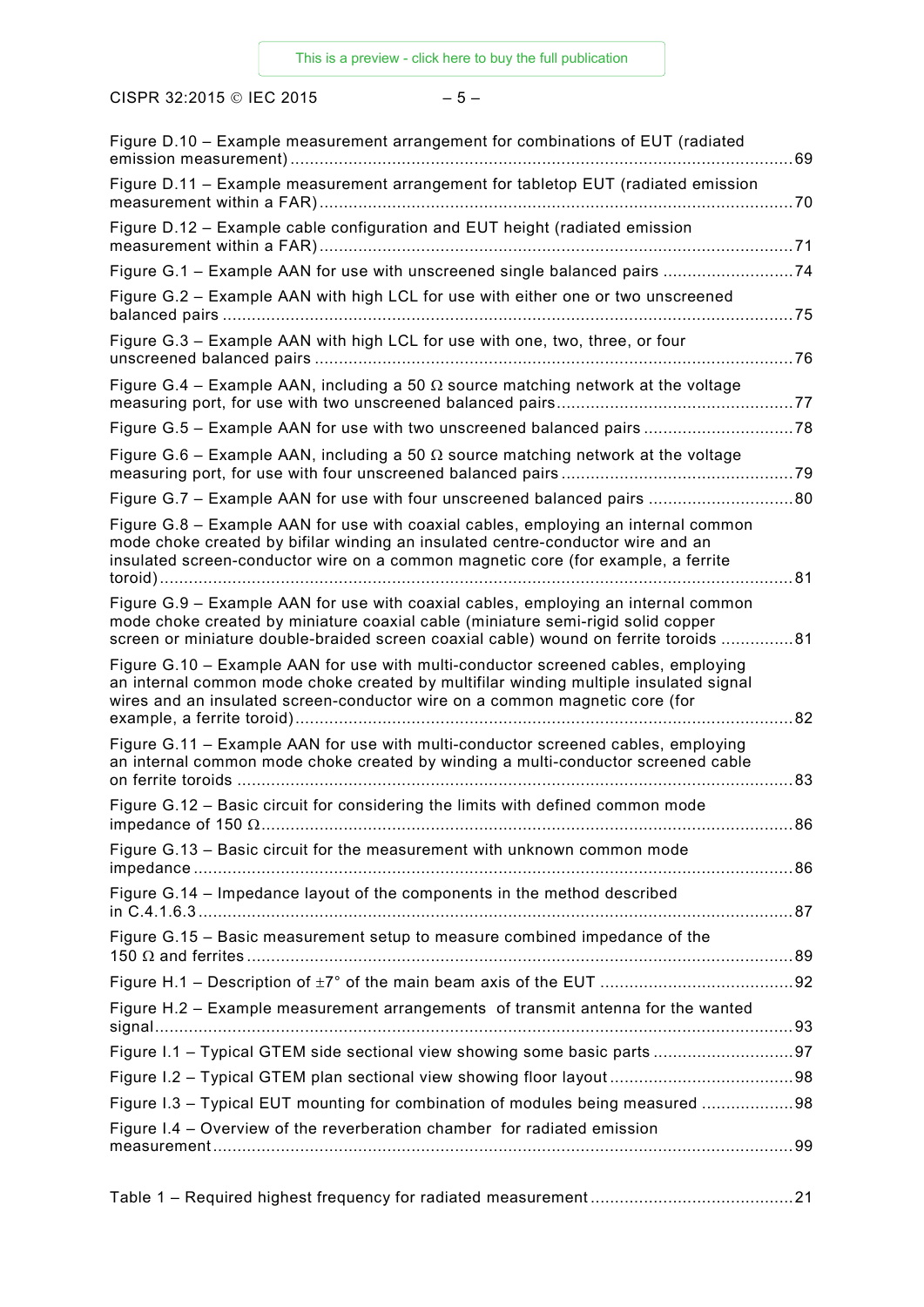Figure D.10 – Example measurement arrangement for combinations of EUT (radiated emission measurement) ... 69

Figure D.11 – Example measurement arrangement for tabletop EUT (radiated emission measurement within a FAR) ... 70

Figure D.12 – Example cable configuration and EUT height (radiated emission measurement within a FAR) ... 71

Figure G.1 – Example AAN for use with unscreened single balanced pairs ... 74

Figure G.2 – Example AAN with high LCL for use with either one or two unscreened balanced pairs ... 75

Figure G.3 – Example AAN with high LCL for use with one, two, three, or four unscreened balanced pairs ... 76

Figure G.4 – Example AAN, including a 50 Ω source matching network at the voltage measuring port, for use with two unscreened balanced pairs ... 77

Figure G.5 – Example AAN for use with two unscreened balanced pairs ... 78

Figure G.6 – Example AAN, including a 50 Ω source matching network at the voltage measuring port, for use with four unscreened balanced pairs ... 79

Figure G.7 – Example AAN for use with four unscreened balanced pairs ... 80

Figure G.8 – Example AAN for use with coaxial cables, employing an internal common mode choke created by bifilar winding an insulated centre-conductor wire and an insulated screen-conductor wire on a common magnetic core (for example, a ferrite toroid) ... 81

Figure G.9 – Example AAN for use with coaxial cables, employing an internal common mode choke created by miniature coaxial cable (miniature semi-rigid solid copper screen or miniature double-braided screen coaxial cable) wound on ferrite toroids ... 81

Figure G.10 – Example AAN for use with multi-conductor screened cables, employing an internal common mode choke created by multifilar winding multiple insulated signal wires and an insulated screen-conductor wire on a common magnetic core (for example, a ferrite toroid) ... 82

Figure G.11 – Example AAN for use with multi-conductor screened cables, employing an internal common mode choke created by winding a multi-conductor screened cable on ferrite toroids ... 83

Figure G.12 – Basic circuit for considering the limits with defined common mode impedance of 150 Ω ... 86

Figure G.13 – Basic circuit for the measurement with unknown common mode impedance ... 86

Figure G.14 – Impedance layout of the components in the method described in C.4.1.6.3 ... 87

Figure G.15 – Basic measurement setup to measure combined impedance of the 150 Ω and ferrites ... 89

Figure H.1 – Description of ±7° of the main beam axis of the EUT ... 92

Figure H.2 – Example measurement arrangements of transmit antenna for the wanted signal ... 93

Figure I.1 – Typical GTEM side sectional view showing some basic parts ... 97

Figure I.2 – Typical GTEM plan sectional view showing floor layout ... 98

Figure I.3 – Typical EUT mounting for combination of modules being measured ... 98

Figure I.4 – Overview of the reverberation chamber for radiated emission measurement ... 99

Table 1 – Required highest frequency for radiated measurement ... 21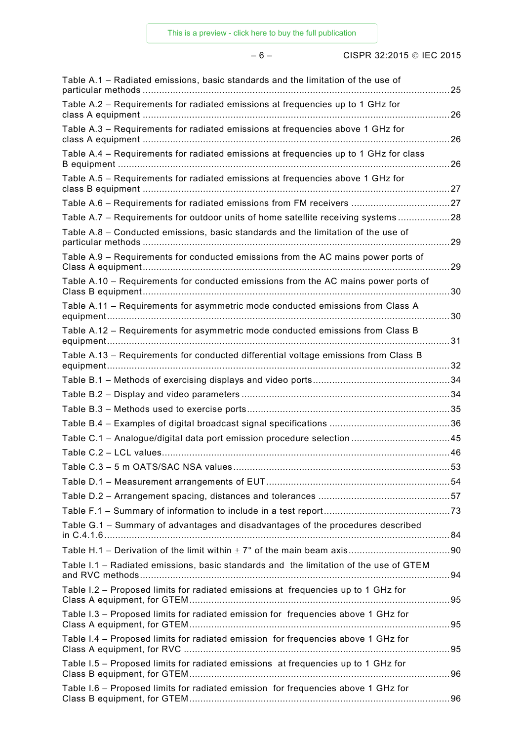Table A.1 – Radiated emissions, basic standards and the limitation of the use of particular methods ..... 25

Table A.2 – Requirements for radiated emissions at frequencies up to 1 GHz for class A equipment ..... 26

Table A.3 – Requirements for radiated emissions at frequencies above 1 GHz for class A equipment ..... 26

Table A.4 – Requirements for radiated emissions at frequencies up to 1 GHz for class B equipment ..... 26

Table A.5 – Requirements for radiated emissions at frequencies above 1 GHz for class B equipment ..... 27

Table A.6 – Requirements for radiated emissions from FM receivers ..... 27

Table A.7 – Requirements for outdoor units of home satellite receiving systems ..... 28

Table A.8 – Conducted emissions, basic standards and the limitation of the use of particular methods ..... 29

Table A.9 – Requirements for conducted emissions from the AC mains power ports of Class A equipment ..... 29

Table A.10 – Requirements for conducted emissions from the AC mains power ports of Class B equipment ..... 30

Table A.11 – Requirements for asymmetric mode conducted emissions from Class A equipment ..... 30

Table A.12 – Requirements for asymmetric mode conducted emissions from Class B equipment ..... 31

Table A.13 – Requirements for conducted differential voltage emissions from Class B equipment ..... 32

Table B.1 – Methods of exercising displays and video ports ..... 34

Table B.2 – Display and video parameters ..... 34

Table B.3 – Methods used to exercise ports ..... 35

Table B.4 – Examples of digital broadcast signal specifications ..... 36

Table C.1 – Analogue/digital data port emission procedure selection ..... 45

Table C.2 – LCL values ..... 46

Table C.3 – 5 m OATS/SAC NSA values ..... 53

Table D.1 – Measurement arrangements of EUT ..... 54

Table D.2 – Arrangement spacing, distances and tolerances ..... 57

Table F.1 – Summary of information to include in a test report ..... 73

Table G.1 – Summary of advantages and disadvantages of the procedures described in C.4.1.6 ..... 84

Table H.1 – Derivation of the limit within ± 7° of the main beam axis ..... 90

Table I.1 – Radiated emissions, basic standards and the limitation of the use of GTEM and RVC methods ..... 94

Table I.2 – Proposed limits for radiated emissions at frequencies up to 1 GHz for Class A equipment, for GTEM ..... 95

Table I.3 – Proposed limits for radiated emission for frequencies above 1 GHz for Class A equipment, for GTEM ..... 95

Table I.4 – Proposed limits for radiated emission for frequencies above 1 GHz for Class A equipment, for RVC ..... 95

Table I.5 – Proposed limits for radiated emissions at frequencies up to 1 GHz for Class B equipment, for GTEM ..... 96

Table I.6 – Proposed limits for radiated emission for frequencies above 1 GHz for Class B equipment, for GTEM ..... 96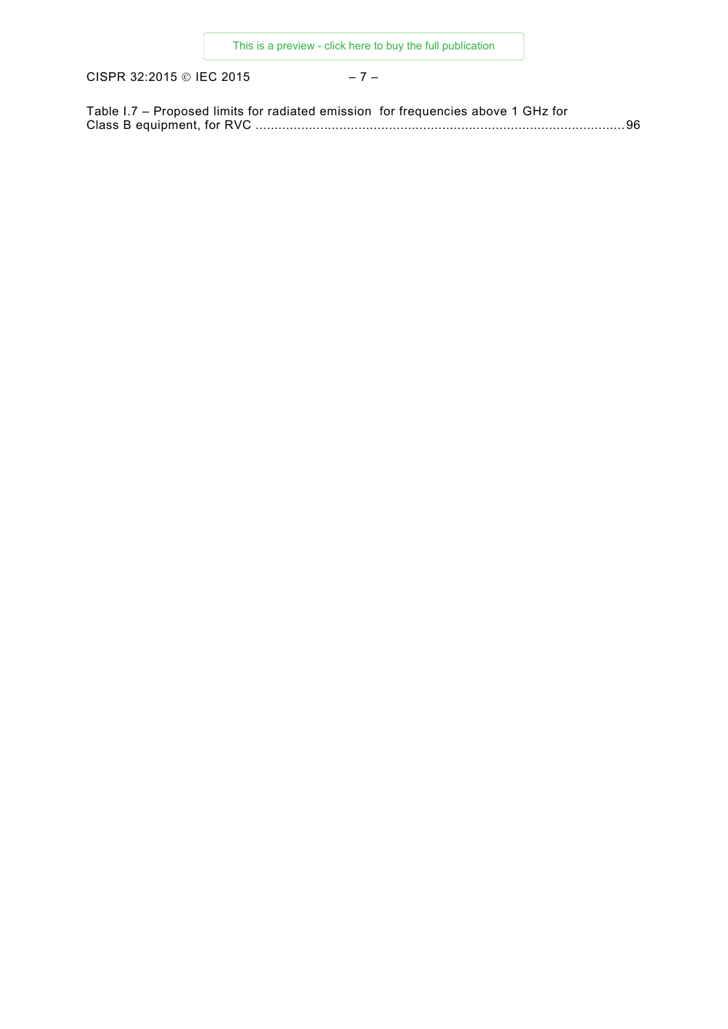Table I.7 – Proposed limits for radiated emission for frequencies above 1 GHz for Class B equipment, for RVC ............................................................................................... 96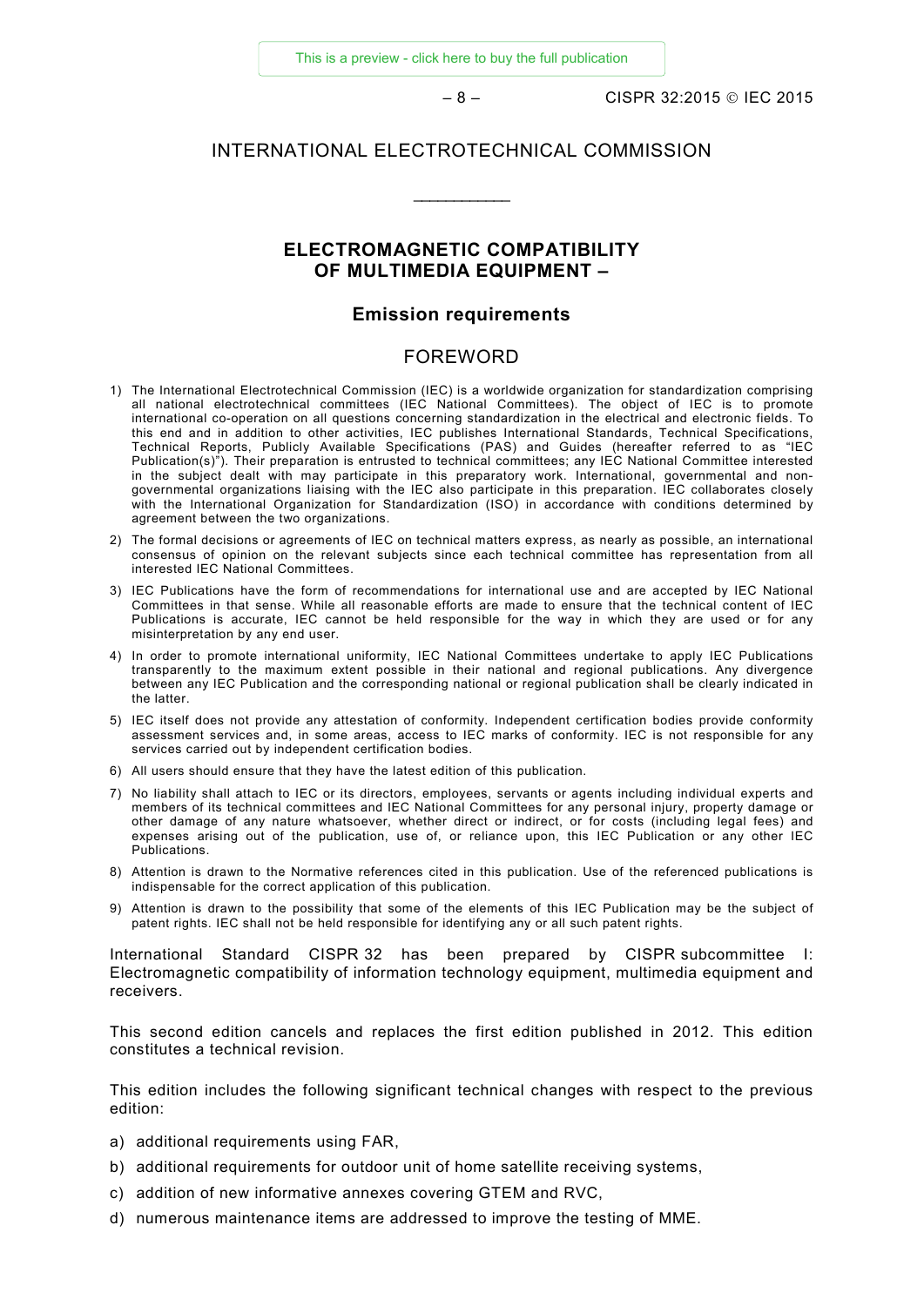# INTERNATIONAL ELECTROTECHNICAL COMMISSION

\_\_\_\_\_\_\_\_\_\_\_\_

## ELECTROMAGNETIC COMPATIBILITY OF MULTIMEDIA EQUIPMENT –

## Emission requirements

## FOREWORD

1) The International Electrotechnical Commission (IEC) is a worldwide organization for standardization comprising all national electrotechnical committees (IEC National Committees). The object of IEC is to promote international co-operation on all questions concerning standardization in the electrical and electronic fields. To this end and in addition to other activities, IEC publishes International Standards, Technical Specifications, Technical Reports, Publicly Available Specifications (PAS) and Guides (hereafter referred to as "IEC Publication(s)"). Their preparation is entrusted to technical committees; any IEC National Committee interested in the subject dealt with may participate in this preparatory work. International, governmental and non-governmental organizations liaising with the IEC also participate in this preparation. IEC collaborates closely with the International Organization for Standardization (ISO) in accordance with conditions determined by agreement between the two organizations.
2) The formal decisions or agreements of IEC on technical matters express, as nearly as possible, an international consensus of opinion on the relevant subjects since each technical committee has representation from all interested IEC National Committees.
3) IEC Publications have the form of recommendations for international use and are accepted by IEC National Committees in that sense. While all reasonable efforts are made to ensure that the technical content of IEC Publications is accurate, IEC cannot be held responsible for the way in which they are used or for any misinterpretation by any end user.
4) In order to promote international uniformity, IEC National Committees undertake to apply IEC Publications transparently to the maximum extent possible in their national and regional publications. Any divergence between any IEC Publication and the corresponding national or regional publication shall be clearly indicated in the latter.
5) IEC itself does not provide any attestation of conformity. Independent certification bodies provide conformity assessment services and, in some areas, access to IEC marks of conformity. IEC is not responsible for any services carried out by independent certification bodies.
6) All users should ensure that they have the latest edition of this publication.
7) No liability shall attach to IEC or its directors, employees, servants or agents including individual experts and members of its technical committees and IEC National Committees for any personal injury, property damage or other damage of any nature whatsoever, whether direct or indirect, or for costs (including legal fees) and expenses arising out of the publication, use of, or reliance upon, this IEC Publication or any other IEC Publications.
8) Attention is drawn to the Normative references cited in this publication. Use of the referenced publications is indispensable for the correct application of this publication.
9) Attention is drawn to the possibility that some of the elements of this IEC Publication may be the subject of patent rights. IEC shall not be held responsible for identifying any or all such patent rights.

International Standard CISPR 32 has been prepared by CISPR subcommittee I: Electromagnetic compatibility of information technology equipment, multimedia equipment and receivers.

This second edition cancels and replaces the first edition published in 2012. This edition constitutes a technical revision.

This edition includes the following significant technical changes with respect to the previous edition:

a) additional requirements using FAR,
b) additional requirements for outdoor unit of home satellite receiving systems,
c) addition of new informative annexes covering GTEM and RVC,
d) numerous maintenance items are addressed to improve the testing of MME.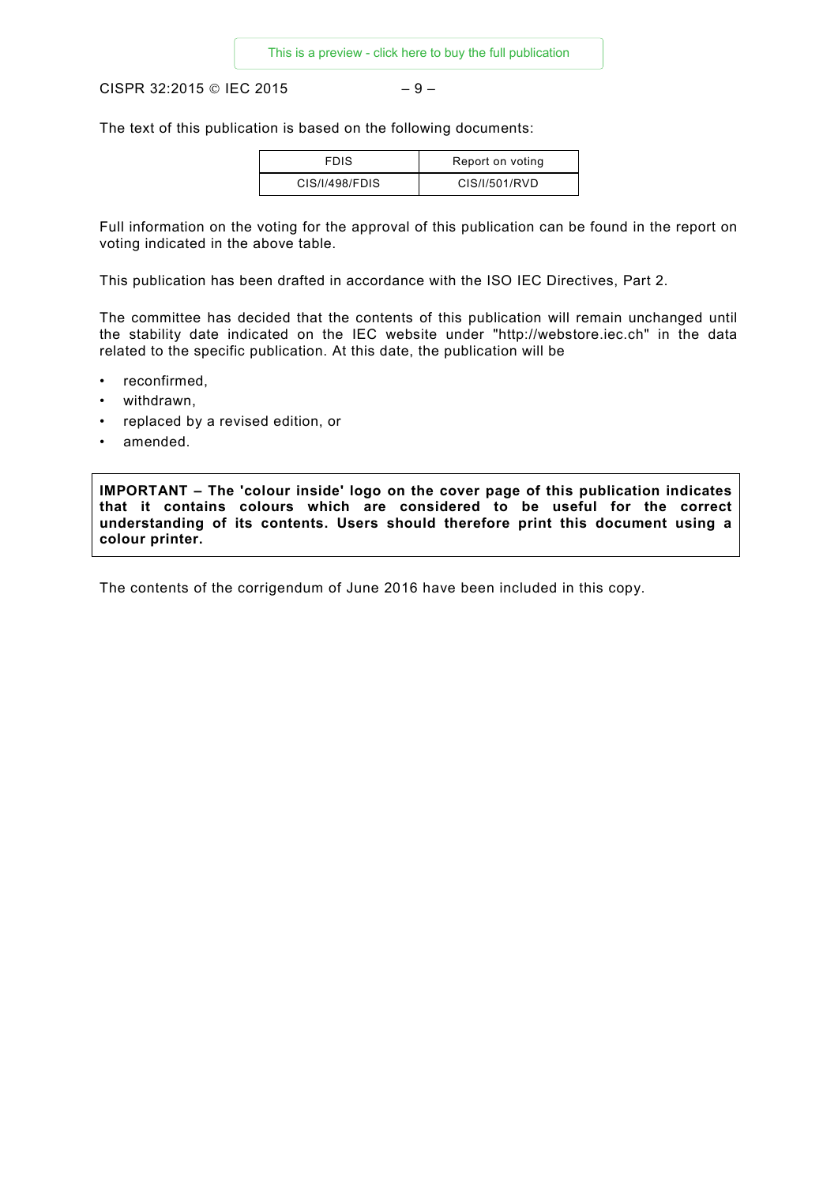The text of this publication is based on the following documents:

| FDIS | Report on voting |
| --- | --- |
| CIS/I/498/FDIS | CIS/I/501/RVD |

Full information on the voting for the approval of this publication can be found in the report on voting indicated in the above table.

This publication has been drafted in accordance with the ISO IEC Directives, Part 2.

The committee has decided that the contents of this publication will remain unchanged until the stability date indicated on the IEC website under "http://webstore.iec.ch" in the data related to the specific publication. At this date, the publication will be

- reconfirmed,
- withdrawn,
- replaced by a revised edition, or
- amended.

**IMPORTANT – The 'colour inside' logo on the cover page of this publication indicates that it contains colours which are considered to be useful for the correct understanding of its contents. Users should therefore print this document using a colour printer.**

The contents of the corrigendum of June 2016 have been included in this copy.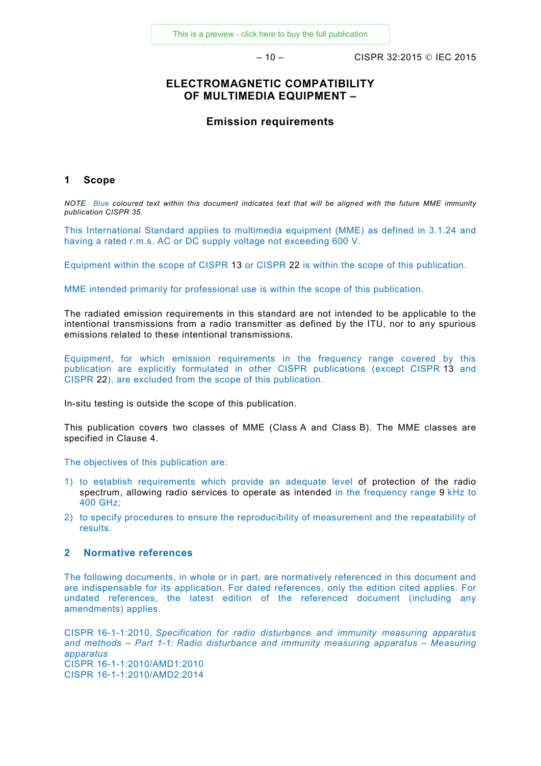# ELECTROMAGNETIC COMPATIBILITY OF MULTIMEDIA EQUIPMENT –

## Emission requirements

## 1 Scope

*NOTE Blue coloured text within this document indicates text that will be aligned with the future MME immunity publication CISPR 35.*

This International Standard applies to multimedia equipment (MME) as defined in 3.1.24 and having a rated r.m.s. AC or DC supply voltage not exceeding 600 V.

Equipment within the scope of CISPR 13 or CISPR 22 is within the scope of this publication.

MME intended primarily for professional use is within the scope of this publication.

The radiated emission requirements in this standard are not intended to be applicable to the intentional transmissions from a radio transmitter as defined by the ITU, nor to any spurious emissions related to these intentional transmissions.

Equipment, for which emission requirements in the frequency range covered by this publication are explicitly formulated in other CISPR publications (except CISPR 13 and CISPR 22), are excluded from the scope of this publication.

In-situ testing is outside the scope of this publication.

This publication covers two classes of MME (Class A and Class B). The MME classes are specified in Clause 4.

The objectives of this publication are:

1) to establish requirements which provide an adequate level of protection of the radio spectrum, allowing radio services to operate as intended in the frequency range 9 kHz to 400 GHz;
2) to specify procedures to ensure the reproducibility of measurement and the repeatability of results.

## 2 Normative references

The following documents, in whole or in part, are normatively referenced in this document and are indispensable for its application. For dated references, only the edition cited applies. For undated references, the latest edition of the referenced document (including any amendments) applies.

CISPR 16-1-1:2010, *Specification for radio disturbance and immunity measuring apparatus and methods – Part 1-1: Radio disturbance and immunity measuring apparatus – Measuring apparatus*
CISPR 16-1-1:2010/AMD1:2010
CISPR 16-1-1:2010/AMD2:2014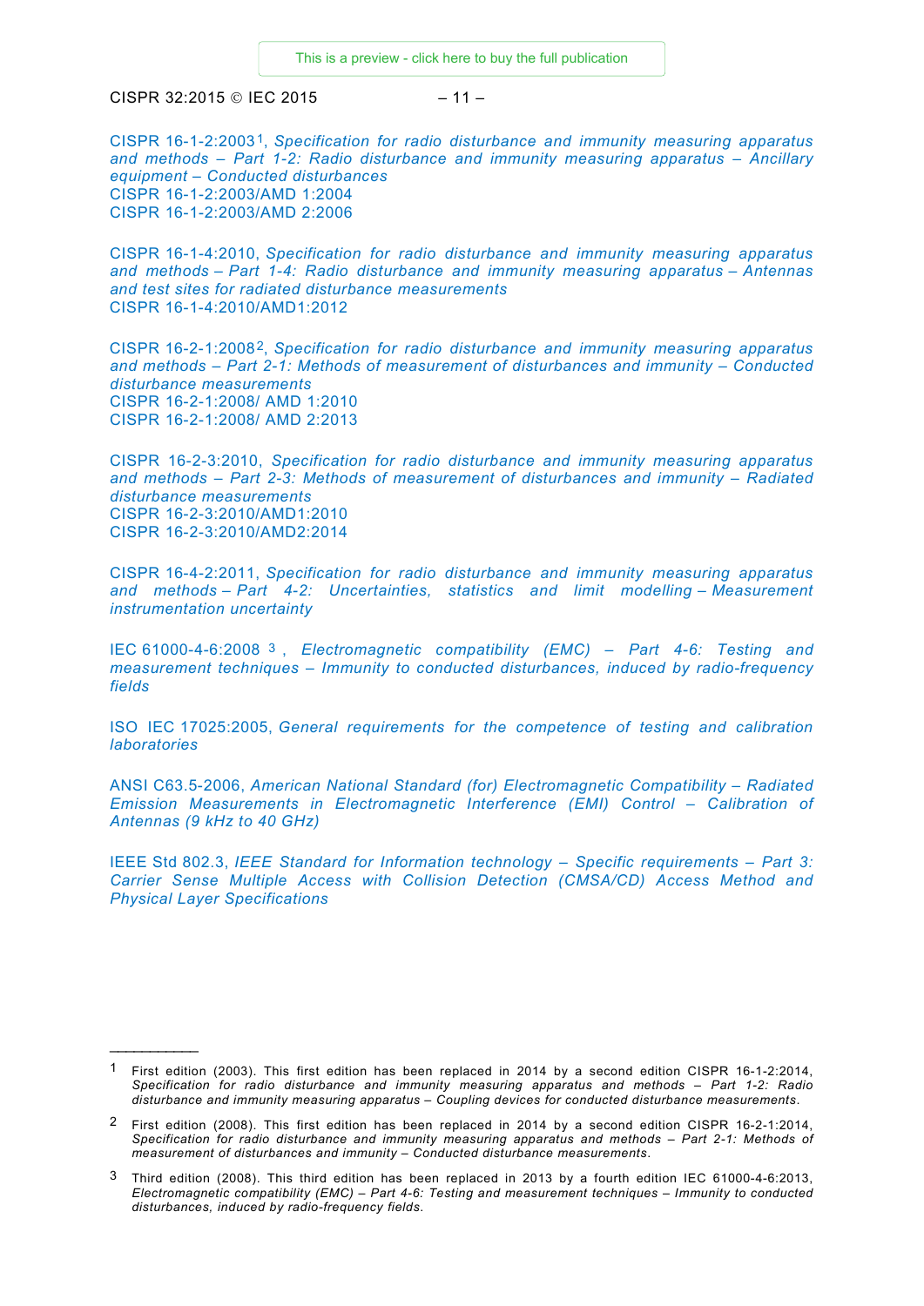CISPR 16-1-2:2003[1], *Specification for radio disturbance and immunity measuring apparatus and methods – Part 1-2: Radio disturbance and immunity measuring apparatus – Ancillary equipment – Conducted disturbances*
CISPR 16-1-2:2003/AMD 1:2004
CISPR 16-1-2:2003/AMD 2:2006

CISPR 16-1-4:2010, *Specification for radio disturbance and immunity measuring apparatus and methods – Part 1-4: Radio disturbance and immunity measuring apparatus – Antennas and test sites for radiated disturbance measurements*
CISPR 16-1-4:2010/AMD1:2012

CISPR 16-2-1:2008[2], *Specification for radio disturbance and immunity measuring apparatus and methods – Part 2-1: Methods of measurement of disturbances and immunity – Conducted disturbance measurements*
CISPR 16-2-1:2008/ AMD 1:2010
CISPR 16-2-1:2008/ AMD 2:2013

CISPR 16-2-3:2010, *Specification for radio disturbance and immunity measuring apparatus and methods – Part 2-3: Methods of measurement of disturbances and immunity – Radiated disturbance measurements*
CISPR 16-2-3:2010/AMD1:2010
CISPR 16-2-3:2010/AMD2:2014

CISPR 16-4-2:2011, *Specification for radio disturbance and immunity measuring apparatus and methods – Part 4-2: Uncertainties, statistics and limit modelling – Measurement instrumentation uncertainty*

IEC 61000-4-6:2008[3], *Electromagnetic compatibility (EMC) – Part 4-6: Testing and measurement techniques – Immunity to conducted disturbances, induced by radio-frequency fields*

ISO IEC 17025:2005, *General requirements for the competence of testing and calibration laboratories*

ANSI C63.5-2006, *American National Standard (for) Electromagnetic Compatibility – Radiated Emission Measurements in Electromagnetic Interference (EMI) Control – Calibration of Antennas (9 kHz to 40 GHz)*

IEEE Std 802.3, *IEEE Standard for Information technology – Specific requirements – Part 3: Carrier Sense Multiple Access with Collision Detection (CMSA/CD) Access Method and Physical Layer Specifications*

---

[1] First edition (2003). This first edition has been replaced in 2014 by a second edition CISPR 16-1-2:2014, *Specification for radio disturbance and immunity measuring apparatus and methods – Part 1-2: Radio disturbance and immunity measuring apparatus – Coupling devices for conducted disturbance measurements*.

[2] First edition (2008). This first edition has been replaced in 2014 by a second edition CISPR 16-2-1:2014, *Specification for radio disturbance and immunity measuring apparatus and methods – Part 2-1: Methods of measurement of disturbances and immunity – Conducted disturbance measurements*.

[3] Third edition (2008). This third edition has been replaced in 2013 by a fourth edition IEC 61000-4-6:2013, *Electromagnetic compatibility (EMC) – Part 4-6: Testing and measurement techniques – Immunity to conducted disturbances, induced by radio-frequency fields.*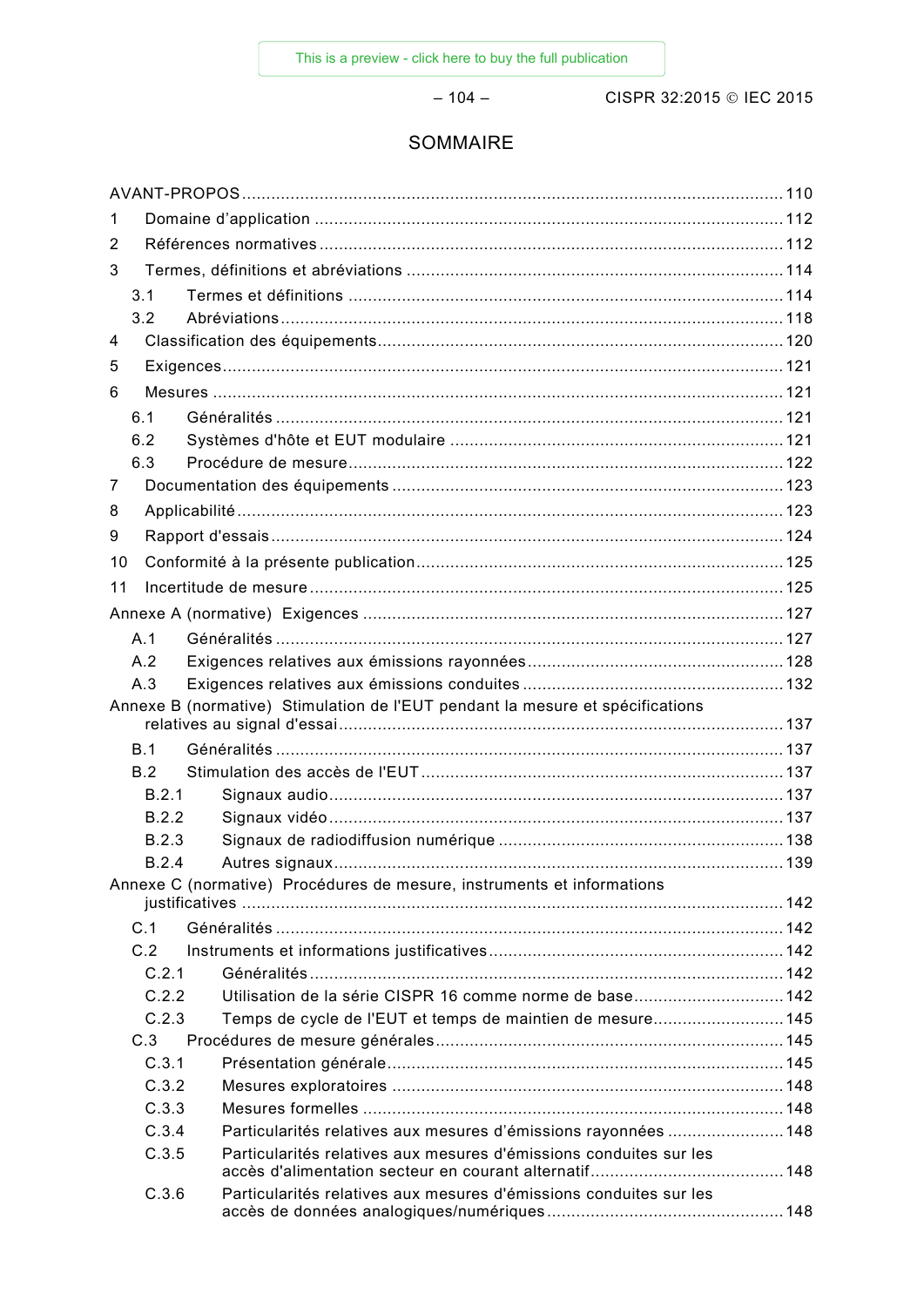# SOMMAIRE

AVANT-PROPOS ........ 110

1 Domaine d'application ........ 112

2 Références normatives ........ 112

3 Termes, définitions et abréviations ........ 114

 3.1 Termes et définitions ........ 114

 3.2 Abréviations ........ 118

4 Classification des équipements ........ 120

5 Exigences ........ 121

6 Mesures ........ 121

 6.1 Généralités ........ 121

 6.2 Systèmes d'hôte et EUT modulaire ........ 121

 6.3 Procédure de mesure ........ 122

7 Documentation des équipements ........ 123

8 Applicabilité ........ 123

9 Rapport d'essais ........ 124

10 Conformité à la présente publication ........ 125

11 Incertitude de mesure ........ 125

Annexe A (normative) Exigences ........ 127

 A.1 Généralités ........ 127

 A.2 Exigences relatives aux émissions rayonnées ........ 128

 A.3 Exigences relatives aux émissions conduites ........ 132

Annexe B (normative) Stimulation de l'EUT pendant la mesure et spécifications relatives au signal d'essai ........ 137

 B.1 Généralités ........ 137

 B.2 Stimulation des accès de l'EUT ........ 137

  B.2.1 Signaux audio ........ 137

  B.2.2 Signaux vidéo ........ 137

  B.2.3 Signaux de radiodiffusion numérique ........ 138

  B.2.4 Autres signaux ........ 139

Annexe C (normative) Procédures de mesure, instruments et informations justificatives ........ 142

 C.1 Généralités ........ 142

 C.2 Instruments et informations justificatives ........ 142

  C.2.1 Généralités ........ 142

  C.2.2 Utilisation de la série CISPR 16 comme norme de base ........ 142

  C.2.3 Temps de cycle de l'EUT et temps de maintien de mesure ........ 145

 C.3 Procédures de mesure générales ........ 145

  C.3.1 Présentation générale ........ 145

  C.3.2 Mesures exploratoires ........ 148

  C.3.3 Mesures formelles ........ 148

  C.3.4 Particularités relatives aux mesures d'émissions rayonnées ........ 148

  C.3.5 Particularités relatives aux mesures d'émissions conduites sur les accès d'alimentation secteur en courant alternatif ........ 148

  C.3.6 Particularités relatives aux mesures d'émissions conduites sur les accès de données analogiques/numériques ........ 148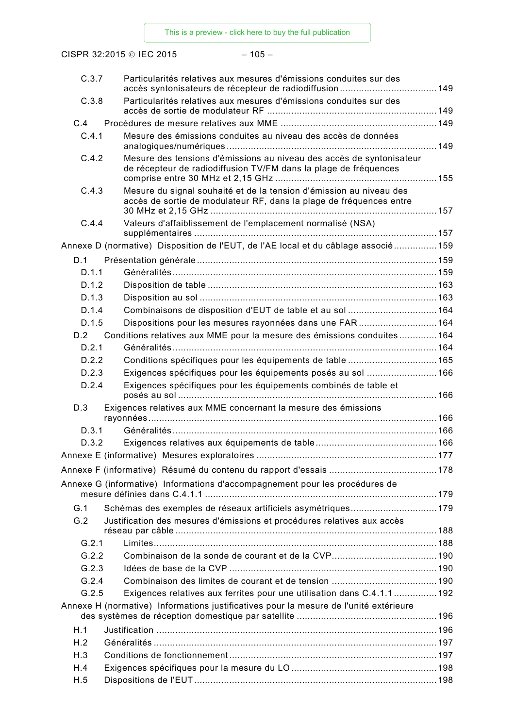C.3.7 Particularités relatives aux mesures d'émissions conduites sur des accès syntonisateurs de récepteur de radiodiffusion .................................... 149

C.3.8 Particularités relatives aux mesures d'émissions conduites sur des accès de sortie de modulateur RF ............................................................... 149

C.4 Procédures de mesure relatives aux MME .......................................................... 149

C.4.1 Mesure des émissions conduites au niveau des accès de données analogiques/numériques ............................................................................. 149

C.4.2 Mesure des tensions d'émissions au niveau des accès de syntonisateur de récepteur de radiodiffusion TV/FM dans la plage de fréquences comprise entre 30 MHz et 2,15 GHz ........................................................... 155

C.4.3 Mesure du signal souhaité et de la tension d'émission au niveau des accès de sortie de modulateur RF, dans la plage de fréquences entre 30 MHz et 2,15 GHz ................................................................................... 157

C.4.4 Valeurs d'affaiblissement de l'emplacement normalisé (NSA) supplémentaires ......................................................................................... 157

Annexe D (normative) Disposition de l'EUT, de l'AE local et du câblage associé ................ 159

D.1 Présentation générale ......................................................................................... 159

D.1.1 Généralités ................................................................................................. 159

D.1.2 Disposition de table ..................................................................................... 163

D.1.3 Disposition au sol ........................................................................................ 163

D.1.4 Combinaisons de disposition d'EUT de table et au sol ................................. 164

D.1.5 Dispositions pour les mesures rayonnées dans une FAR ............................. 164

D.2 Conditions relatives aux MME pour la mesure des émissions conduites .............. 164

D.2.1 Généralités ................................................................................................. 164

D.2.2 Conditions spécifiques pour les équipements de table ................................. 165

D.2.3 Exigences spécifiques pour les équipements posés au sol .......................... 166

D.2.4 Exigences spécifiques pour les équipements combinés de table et posés au sol ................................................................................................ 166

D.3 Exigences relatives aux MME concernant la mesure des émissions rayonnées ........................................................................................................... 166

D.3.1 Généralités ................................................................................................. 166

D.3.2 Exigences relatives aux équipements de table ............................................. 166

Annexe E (informative) Mesures exploratoires .................................................................. 177

Annexe F (informative) Résumé du contenu du rapport d'essais ........................................ 178

Annexe G (informative) Informations d'accompagnement pour les procédures de mesure définies dans C.4.1.1 ...................................................................................... 179

G.1 Schémas des exemples de réseaux artificiels asymétriques ................................ 179

G.2 Justification des mesures d'émissions et procédures relatives aux accès réseau par câble ................................................................................................. 188

G.2.1 Limites ......................................................................................................... 188

G.2.2 Combinaison de la sonde de courant et de la CVP ....................................... 190

G.2.3 Idées de base de la CVP ............................................................................. 190

G.2.4 Combinaison des limites de courant et de tension ....................................... 190

G.2.5 Exigences relatives aux ferrites pour une utilisation dans C.4.1.1 ................ 192

Annexe H (normative) Informations justificatives pour la mesure de l'unité extérieure des systèmes de réception domestique par satellite .................................................... 196

H.1 Justification ........................................................................................................ 196

H.2 Généralités ......................................................................................................... 197

H.3 Conditions de fonctionnement ............................................................................. 197

H.4 Exigences spécifiques pour la mesure du LO ...................................................... 198

H.5 Dispositions de l'EUT .......................................................................................... 198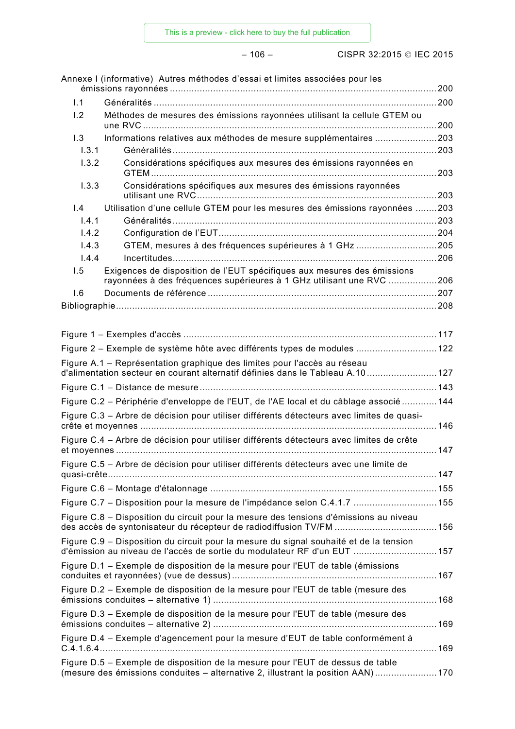Annexe I (informative) Autres méthodes d'essai et limites associées pour les émissions rayonnées ... 200

- I.1 Généralités ... 200
- I.2 Méthodes de mesures des émissions rayonnées utilisant la cellule GTEM ou une RVC ... 200
- I.3 Informations relatives aux méthodes de mesure supplémentaires ... 203
  - I.3.1 Généralités ... 203
  - I.3.2 Considérations spécifiques aux mesures des émissions rayonnées en GTEM ... 203
  - I.3.3 Considérations spécifiques aux mesures des émissions rayonnées utilisant une RVC ... 203
- I.4 Utilisation d'une cellule GTEM pour les mesures des émissions rayonnées ... 203
  - I.4.1 Généralités ... 203
  - I.4.2 Configuration de l'EUT ... 204
  - I.4.3 GTEM, mesures à des fréquences supérieures à 1 GHz ... 205
  - I.4.4 Incertitudes ... 206
- I.5 Exigences de disposition de l'EUT spécifiques aux mesures des émissions rayonnées à des fréquences supérieures à 1 GHz utilisant une RVC ... 206
- I.6 Documents de référence ... 207

Bibliographie ... 208

Figure 1 – Exemples d'accès ... 117

Figure 2 – Exemple de système hôte avec différents types de modules ... 122

Figure A.1 – Représentation graphique des limites pour l'accès au réseau d'alimentation secteur en courant alternatif définies dans le Tableau A.10 ... 127

Figure C.1 – Distance de mesure ... 143

Figure C.2 – Périphérie d'enveloppe de l'EUT, de l'AE local et du câblage associé ... 144

Figure C.3 – Arbre de décision pour utiliser différents détecteurs avec limites de quasi-crête et moyennes ... 146

Figure C.4 – Arbre de décision pour utiliser différents détecteurs avec limites de crête et moyennes ... 147

Figure C.5 – Arbre de décision pour utiliser différents détecteurs avec une limite de quasi-crête ... 147

Figure C.6 – Montage d'étalonnage ... 155

Figure C.7 – Disposition pour la mesure de l'impédance selon C.4.1.7 ... 155

Figure C.8 – Disposition du circuit pour la mesure des tensions d'émissions au niveau des accès de syntonisateur du récepteur de radiodiffusion TV/FM ... 156

Figure C.9 – Disposition du circuit pour la mesure du signal souhaité et de la tension d'émission au niveau de l'accès de sortie du modulateur RF d'un EUT ... 157

Figure D.1 – Exemple de disposition de la mesure pour l'EUT de table (émissions conduites et rayonnées) (vue de dessus) ... 167

Figure D.2 – Exemple de disposition de la mesure pour l'EUT de table (mesure des émissions conduites – alternative 1) ... 168

Figure D.3 – Exemple de disposition de la mesure pour l'EUT de table (mesure des émissions conduites – alternative 2) ... 169

Figure D.4 – Exemple d'agencement pour la mesure d'EUT de table conformément à C.4.1.6.4 ... 169

Figure D.5 – Exemple de disposition de la mesure pour l'EUT de dessus de table (mesure des émissions conduites – alternative 2, illustrant la position AAN) ... 170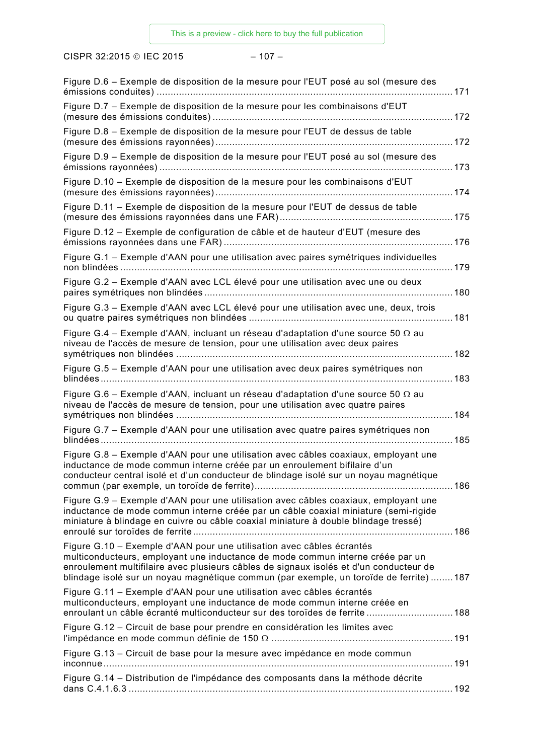Figure D.6 – Exemple de disposition de la mesure pour l'EUT posé au sol (mesure des émissions conduites) ........................................................................................................ 171

Figure D.7 – Exemple de disposition de la mesure pour les combinaisons d'EUT (mesure des émissions conduites) .................................................................................... 172

Figure D.8 – Exemple de disposition de la mesure pour l'EUT de dessus de table (mesure des émissions rayonnées) ................................................................................... 172

Figure D.9 – Exemple de disposition de la mesure pour l'EUT posé au sol (mesure des émissions rayonnées) ........................................................................................................ 173

Figure D.10 – Exemple de disposition de la mesure pour les combinaisons d'EUT (mesure des émissions rayonnées) ................................................................................... 174

Figure D.11 – Exemple de disposition de la mesure pour l'EUT de dessus de table (mesure des émissions rayonnées dans une FAR) ............................................................ 175

Figure D.12 – Exemple de configuration de câble et de hauteur d'EUT (mesure des émissions rayonnées dans une FAR) ................................................................................ 176

Figure G.1 – Exemple d'AAN pour une utilisation avec paires symétriques individuelles non blindées ...................................................................................................................... 179

Figure G.2 – Exemple d'AAN avec LCL élevé pour une utilisation avec une ou deux paires symétriques non blindées ....................................................................................... 180

Figure G.3 – Exemple d'AAN avec LCL élevé pour une utilisation avec une, deux, trois ou quatre paires symétriques non blindées ....................................................................... 181

Figure G.4 – Exemple d'AAN, incluant un réseau d'adaptation d'une source 50 Ω au niveau de l'accès de mesure de tension, pour une utilisation avec deux paires symétriques non blindées ................................................................................................. 182

Figure G.5 – Exemple d'AAN pour une utilisation avec deux paires symétriques non blindées ............................................................................................................................. 183

Figure G.6 – Exemple d'AAN, incluant un réseau d'adaptation d'une source 50 Ω au niveau de l'accès de mesure de tension, pour une utilisation avec quatre paires symétriques non blindées ................................................................................................. 184

Figure G.7 – Exemple d'AAN pour une utilisation avec quatre paires symétriques non blindées ............................................................................................................................. 185

Figure G.8 – Exemple d'AAN pour une utilisation avec câbles coaxiaux, employant une inductance de mode commun interne créée par un enroulement bifilaire d'un conducteur central isolé et d'un conducteur de blindage isolé sur un noyau magnétique commun (par exemple, un toroïde de ferrite) ..................................................................... 186

Figure G.9 – Exemple d'AAN pour une utilisation avec câbles coaxiaux, employant une inductance de mode commun interne créée par un câble coaxial miniature (semi-rigide miniature à blindage en cuivre ou câble coaxial miniature à double blindage tressé) enroulé sur toroïdes de ferrite ............................................................................................ 186

Figure G.10 – Exemple d'AAN pour une utilisation avec câbles écrantés multiconducteurs, employant une inductance de mode commun interne créée par un enroulement multifilaire avec plusieurs câbles de signaux isolés et d'un conducteur de blindage isolé sur un noyau magnétique commun (par exemple, un toroïde de ferrite) ........ 187

Figure G.11 – Exemple d'AAN pour une utilisation avec câbles écrantés multiconducteurs, employant une inductance de mode commun interne créée en enroulant un câble écranté multiconducteur sur des toroïdes de ferrite .............................. 188

Figure G.12 – Circuit de base pour prendre en considération les limites avec l'impédance en mode commun définie de 150 Ω ................................................................ 191

Figure G.13 – Circuit de base pour la mesure avec impédance en mode commun inconnue ............................................................................................................................ 191

Figure G.14 – Distribution de l'impédance des composants dans la méthode décrite dans C.4.1.6.3 .................................................................................................................. 192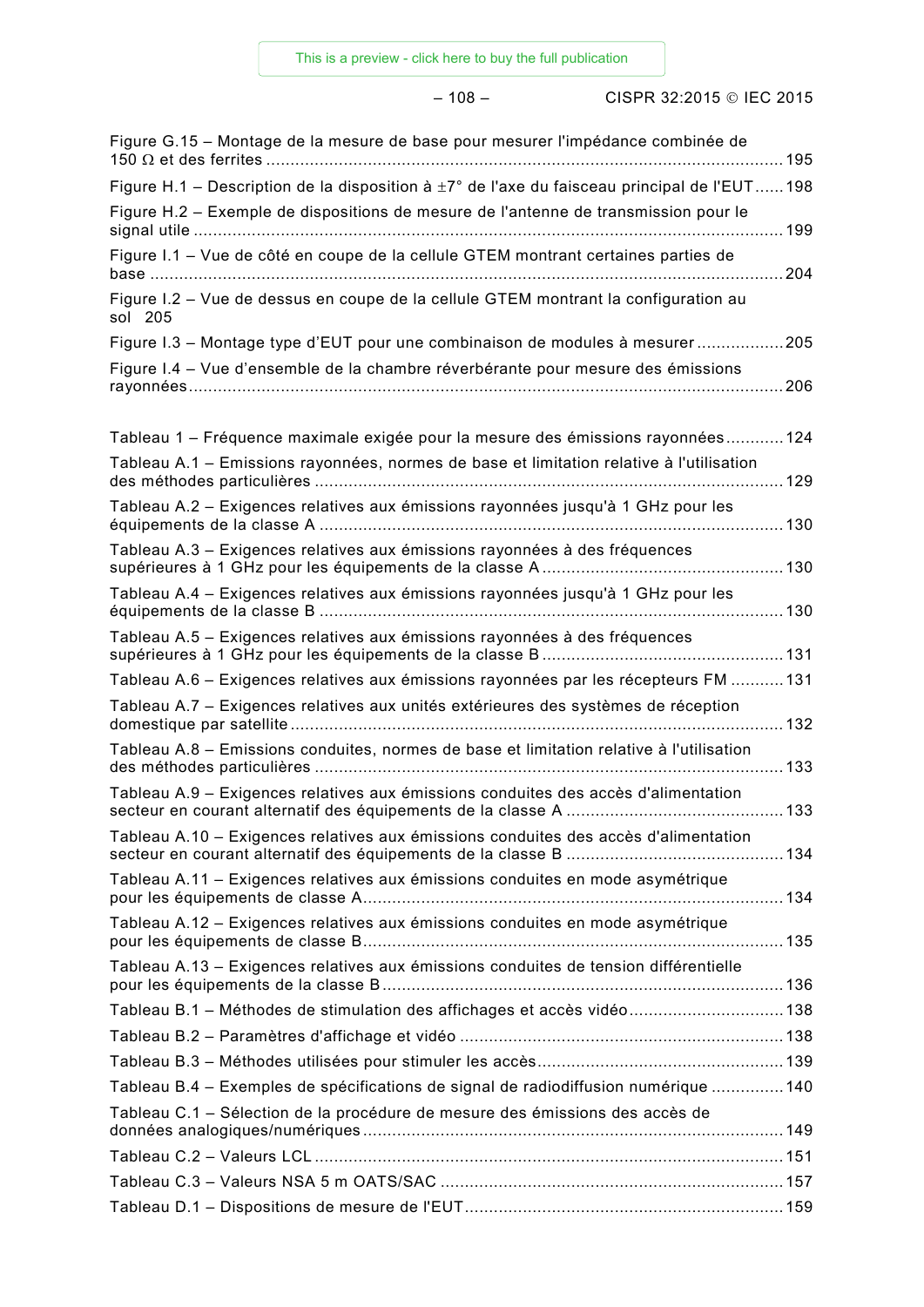Figure G.15 – Montage de la mesure de base pour mesurer l'impédance combinée de 150 Ω et des ferrites ........................................................................................................ 195

Figure H.1 – Description de la disposition à ±7° de l'axe du faisceau principal de l'EUT ...... 198

Figure H.2 – Exemple de dispositions de mesure de l'antenne de transmission pour le signal utile ........................................................................................................ 199

Figure I.1 – Vue de côté en coupe de la cellule GTEM montrant certaines parties de base ........................................................................................................ 204

Figure I.2 – Vue de dessus en coupe de la cellule GTEM montrant la configuration au sol 205

Figure I.3 – Montage type d'EUT pour une combinaison de modules à mesurer .................. 205

Figure I.4 – Vue d'ensemble de la chambre réverbérante pour mesure des émissions rayonnées ........................................................................................................ 206

Tableau 1 – Fréquence maximale exigée pour la mesure des émissions rayonnées ............ 124

Tableau A.1 – Emissions rayonnées, normes de base et limitation relative à l'utilisation des méthodes particulières ........................................................................................................ 129

Tableau A.2 – Exigences relatives aux émissions rayonnées jusqu'à 1 GHz pour les équipements de la classe A ........................................................................................................ 130

Tableau A.3 – Exigences relatives aux émissions rayonnées à des fréquences supérieures à 1 GHz pour les équipements de la classe A .................................................. 130

Tableau A.4 – Exigences relatives aux émissions rayonnées jusqu'à 1 GHz pour les équipements de la classe B ........................................................................................................ 130

Tableau A.5 – Exigences relatives aux émissions rayonnées à des fréquences supérieures à 1 GHz pour les équipements de la classe B .................................................. 131

Tableau A.6 – Exigences relatives aux émissions rayonnées par les récepteurs FM ........... 131

Tableau A.7 – Exigences relatives aux unités extérieures des systèmes de réception domestique par satellite ........................................................................................................ 132

Tableau A.8 – Emissions conduites, normes de base et limitation relative à l'utilisation des méthodes particulières ........................................................................................................ 133

Tableau A.9 – Exigences relatives aux émissions conduites des accès d'alimentation secteur en courant alternatif des équipements de la classe A ............................................. 133

Tableau A.10 – Exigences relatives aux émissions conduites des accès d'alimentation secteur en courant alternatif des équipements de la classe B ............................................. 134

Tableau A.11 – Exigences relatives aux émissions conduites en mode asymétrique pour les équipements de classe A ........................................................................................................ 134

Tableau A.12 – Exigences relatives aux émissions conduites en mode asymétrique pour les équipements de classe B ........................................................................................................ 135

Tableau A.13 – Exigences relatives aux émissions conduites de tension différentielle pour les équipements de la classe B ........................................................................................................ 136

Tableau B.1 – Méthodes de stimulation des affichages et accès vidéo ................................ 138

Tableau B.2 – Paramètres d'affichage et vidéo ........................................................................................................ 138

Tableau B.3 – Méthodes utilisées pour stimuler les accès ................................................... 139

Tableau B.4 – Exemples de spécifications de signal de radiodiffusion numérique ............... 140

Tableau C.1 – Sélection de la procédure de mesure des émissions des accès de données analogiques/numériques ........................................................................................................ 149

Tableau C.2 – Valeurs LCL ........................................................................................................ 151

Tableau C.3 – Valeurs NSA 5 m OATS/SAC ........................................................................................................ 157

Tableau D.1 – Dispositions de mesure de l'EUT ........................................................................................................ 159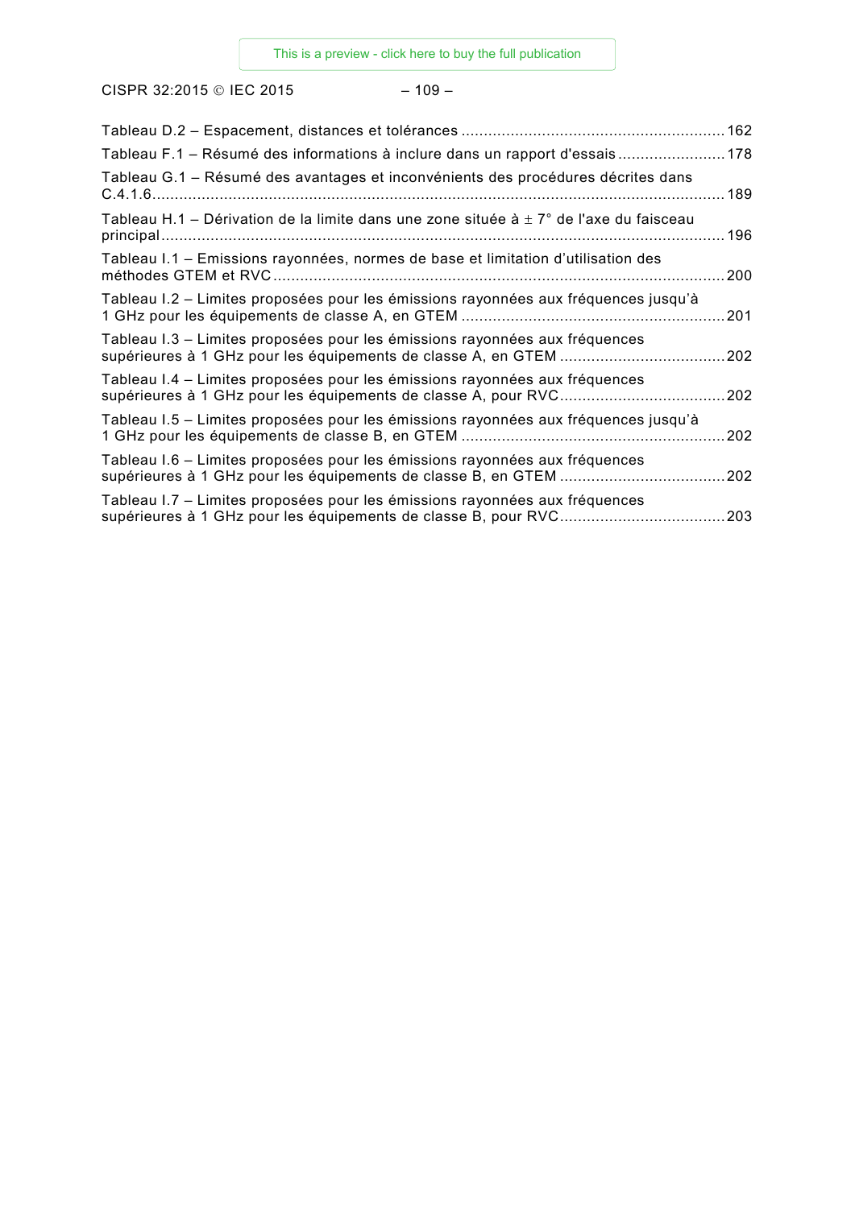Tableau D.2 – Espacement, distances et tolérances ........................................................... 162

Tableau F.1 – Résumé des informations à inclure dans un rapport d'essais ........................ 178

Tableau G.1 – Résumé des avantages et inconvénients des procédures décrites dans C.4.1.6 ................................................................................................................................ 189

Tableau H.1 – Dérivation de la limite dans une zone située à ± 7° de l'axe du faisceau principal ............................................................................................................................. 196

Tableau I.1 – Emissions rayonnées, normes de base et limitation d'utilisation des méthodes GTEM et RVC ..................................................................................................... 200

Tableau I.2 – Limites proposées pour les émissions rayonnées aux fréquences jusqu'à 1 GHz pour les équipements de classe A, en GTEM ........................................................... 201

Tableau I.3 – Limites proposées pour les émissions rayonnées aux fréquences supérieures à 1 GHz pour les équipements de classe A, en GTEM ..................................... 202

Tableau I.4 – Limites proposées pour les émissions rayonnées aux fréquences supérieures à 1 GHz pour les équipements de classe A, pour RVC..................................... 202

Tableau I.5 – Limites proposées pour les émissions rayonnées aux fréquences jusqu'à 1 GHz pour les équipements de classe B, en GTEM ........................................................... 202

Tableau I.6 – Limites proposées pour les émissions rayonnées aux fréquences supérieures à 1 GHz pour les équipements de classe B, en GTEM ..................................... 202

Tableau I.7 – Limites proposées pour les émissions rayonnées aux fréquences supérieures à 1 GHz pour les équipements de classe B, pour RVC..................................... 203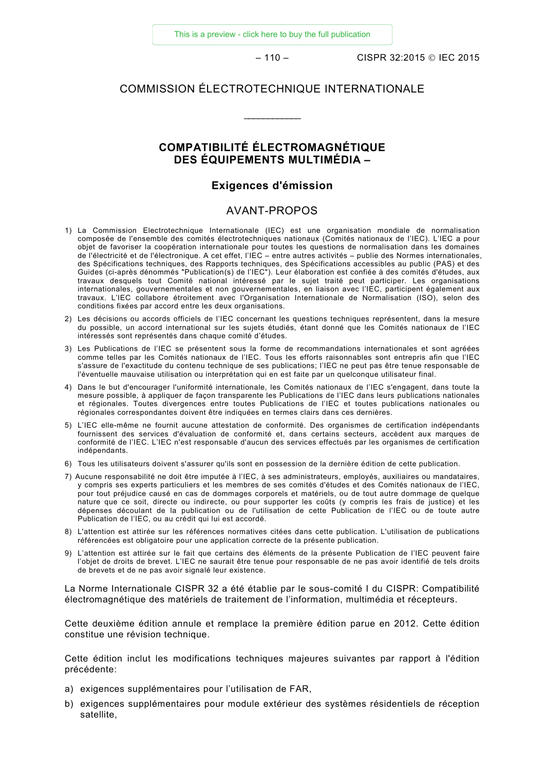# COMMISSION ÉLECTROTECHNIQUE INTERNATIONALE

\_\_\_\_\_\_\_\_\_\_\_\_

## COMPATIBILITÉ ÉLECTROMAGNÉTIQUE DES ÉQUIPEMENTS MULTIMÉDIA –

### Exigences d'émission

## AVANT-PROPOS

1) La Commission Electrotechnique Internationale (IEC) est une organisation mondiale de normalisation composée de l'ensemble des comités électrotechniques nationaux (Comités nationaux de l'IEC). L'IEC a pour objet de favoriser la coopération internationale pour toutes les questions de normalisation dans les domaines de l'électricité et de l'électronique. A cet effet, l'IEC – entre autres activités – publie des Normes internationales, des Spécifications techniques, des Rapports techniques, des Spécifications accessibles au public (PAS) et des Guides (ci-après dénommés "Publication(s) de l'IEC"). Leur élaboration est confiée à des comités d'études, aux travaux desquels tout Comité national intéressé par le sujet traité peut participer. Les organisations internationales, gouvernementales et non gouvernementales, en liaison avec l'IEC, participent également aux travaux. L'IEC collabore étroitement avec l'Organisation Internationale de Normalisation (ISO), selon des conditions fixées par accord entre les deux organisations.
2) Les décisions ou accords officiels de l'IEC concernant les questions techniques représentent, dans la mesure du possible, un accord international sur les sujets étudiés, étant donné que les Comités nationaux de l'IEC intéressés sont représentés dans chaque comité d'études.
3) Les Publications de l'IEC se présentent sous la forme de recommandations internationales et sont agréées comme telles par les Comités nationaux de l'IEC. Tous les efforts raisonnables sont entrepris afin que l'IEC s'assure de l'exactitude du contenu technique de ses publications; l'IEC ne peut pas être tenue responsable de l'éventuelle mauvaise utilisation ou interprétation qui en est faite par un quelconque utilisateur final.
4) Dans le but d'encourager l'uniformité internationale, les Comités nationaux de l'IEC s'engagent, dans toute la mesure possible, à appliquer de façon transparente les Publications de l'IEC dans leurs publications nationales et régionales. Toutes divergences entre toutes Publications de l'IEC et toutes publications nationales ou régionales correspondantes doivent être indiquées en termes clairs dans ces dernières.
5) L'IEC elle-même ne fournit aucune attestation de conformité. Des organismes de certification indépendants fournissent des services d'évaluation de conformité et, dans certains secteurs, accèdent aux marques de conformité de l'IEC. L'IEC n'est responsable d'aucun des services effectués par les organismes de certification indépendants.
6) Tous les utilisateurs doivent s'assurer qu'ils sont en possession de la dernière édition de cette publication.
7) Aucune responsabilité ne doit être imputée à l'IEC, à ses administrateurs, employés, auxiliaires ou mandataires, y compris ses experts particuliers et les membres de ses comités d'études et des Comités nationaux de l'IEC, pour tout préjudice causé en cas de dommages corporels et matériels, ou de tout autre dommage de quelque nature que ce soit, directe ou indirecte, ou pour supporter les coûts (y compris les frais de justice) et les dépenses découlant de la publication ou de l'utilisation de cette Publication de l'IEC ou de toute autre Publication de l'IEC, ou au crédit qui lui est accordé.
8) L'attention est attirée sur les références normatives citées dans cette publication. L'utilisation de publications référencées est obligatoire pour une application correcte de la présente publication.
9) L'attention est attirée sur le fait que certains des éléments de la présente Publication de l'IEC peuvent faire l'objet de droits de brevet. L'IEC ne saurait être tenue pour responsable de ne pas avoir identifié de tels droits de brevets et de ne pas avoir signalé leur existence.

La Norme Internationale CISPR 32 a été établie par le sous-comité I du CISPR: Compatibilité électromagnétique des matériels de traitement de l'information, multimédia et récepteurs.

Cette deuxième édition annule et remplace la première édition parue en 2012. Cette édition constitue une révision technique.

Cette édition inclut les modifications techniques majeures suivantes par rapport à l'édition précédente:

a) exigences supplémentaires pour l'utilisation de FAR,
b) exigences supplémentaires pour module extérieur des systèmes résidentiels de réception satellite,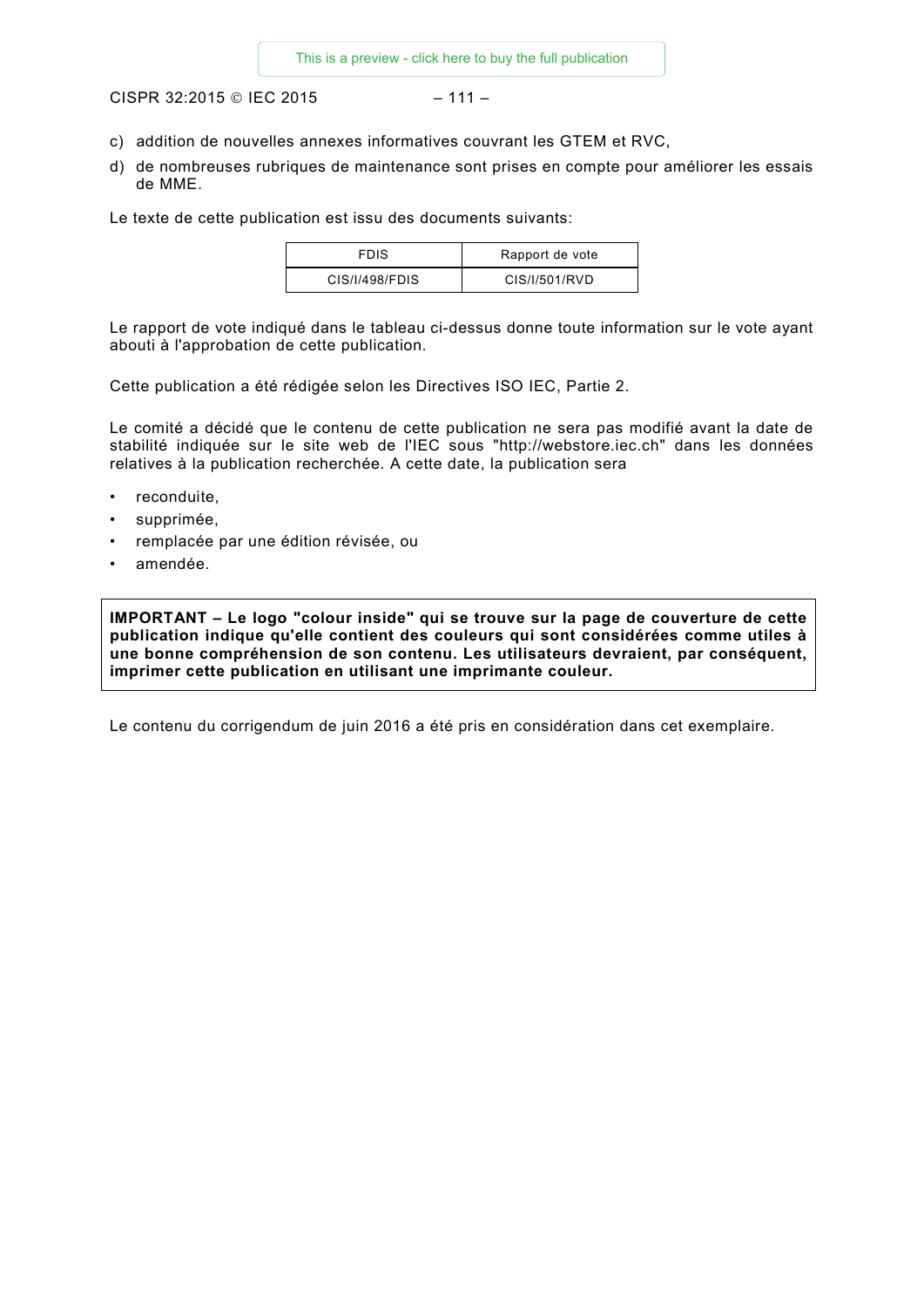c) addition de nouvelles annexes informatives couvrant les GTEM et RVC,
d) de nombreuses rubriques de maintenance sont prises en compte pour améliorer les essais de MME.

Le texte de cette publication est issu des documents suivants:

| FDIS | Rapport de vote |
|---|---|
| CIS/I/498/FDIS | CIS/I/501/RVD |

Le rapport de vote indiqué dans le tableau ci-dessus donne toute information sur le vote ayant abouti à l'approbation de cette publication.

Cette publication a été rédigée selon les Directives ISO IEC, Partie 2.

Le comité a décidé que le contenu de cette publication ne sera pas modifié avant la date de stabilité indiquée sur le site web de l'IEC sous "http://webstore.iec.ch" dans les données relatives à la publication recherchée. A cette date, la publication sera

- reconduite,
- supprimée,
- remplacée par une édition révisée, ou
- amendée.

**IMPORTANT – Le logo "colour inside" qui se trouve sur la page de couverture de cette publication indique qu'elle contient des couleurs qui sont considérées comme utiles à une bonne compréhension de son contenu. Les utilisateurs devraient, par conséquent, imprimer cette publication en utilisant une imprimante couleur.**

Le contenu du corrigendum de juin 2016 a été pris en considération dans cet exemplaire.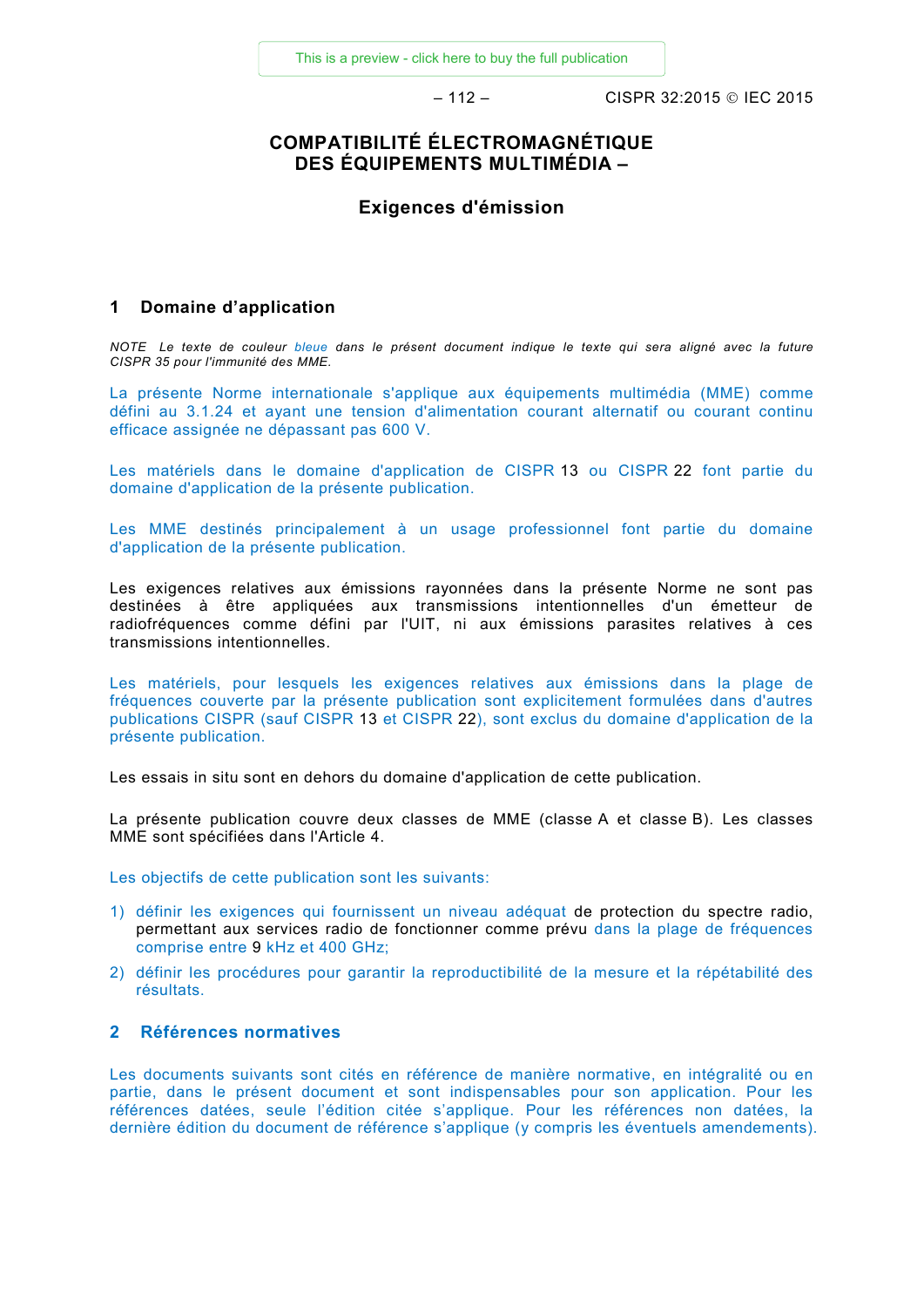# COMPATIBILITÉ ÉLECTROMAGNÉTIQUE DES ÉQUIPEMENTS MULTIMÉDIA –

## Exigences d'émission

## 1 Domaine d'application

*NOTE Le texte de couleur bleue dans le présent document indique le texte qui sera aligné avec la future CISPR 35 pour l'immunité des MME.*

La présente Norme internationale s'applique aux équipements multimédia (MME) comme défini au 3.1.24 et ayant une tension d'alimentation courant alternatif ou courant continu efficace assignée ne dépassant pas 600 V.

Les matériels dans le domaine d'application de CISPR 13 ou CISPR 22 font partie du domaine d'application de la présente publication.

Les MME destinés principalement à un usage professionnel font partie du domaine d'application de la présente publication.

Les exigences relatives aux émissions rayonnées dans la présente Norme ne sont pas destinées à être appliquées aux transmissions intentionnelles d'un émetteur de radiofréquences comme défini par l'UIT, ni aux émissions parasites relatives à ces transmissions intentionnelles.

Les matériels, pour lesquels les exigences relatives aux émissions dans la plage de fréquences couverte par la présente publication sont explicitement formulées dans d'autres publications CISPR (sauf CISPR 13 et CISPR 22), sont exclus du domaine d'application de la présente publication.

Les essais in situ sont en dehors du domaine d'application de cette publication.

La présente publication couvre deux classes de MME (classe A et classe B). Les classes MME sont spécifiées dans l'Article 4.

Les objectifs de cette publication sont les suivants:

1) définir les exigences qui fournissent un niveau adéquat de protection du spectre radio, permettant aux services radio de fonctionner comme prévu dans la plage de fréquences comprise entre 9 kHz et 400 GHz;
2) définir les procédures pour garantir la reproductibilité de la mesure et la répétabilité des résultats.

## 2 Références normatives

Les documents suivants sont cités en référence de manière normative, en intégralité ou en partie, dans le présent document et sont indispensables pour son application. Pour les références datées, seule l'édition citée s'applique. Pour les références non datées, la dernière édition du document de référence s'applique (y compris les éventuels amendements).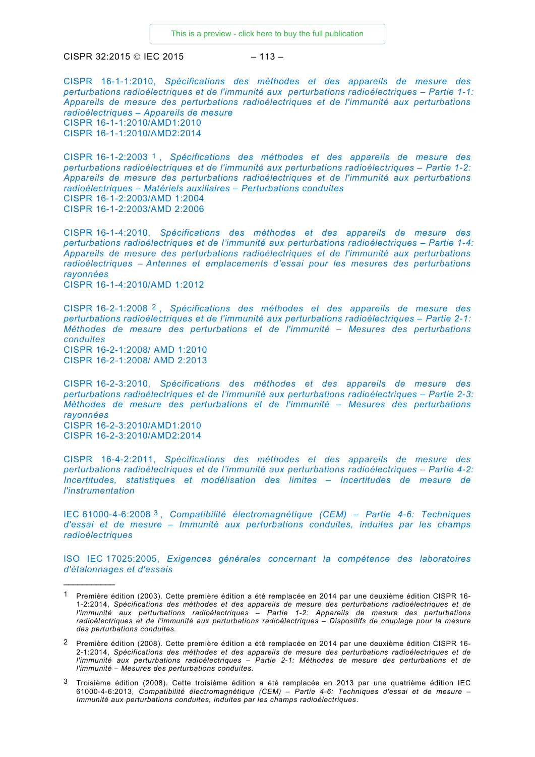CISPR 16-1-1:2010, *Spécifications des méthodes et des appareils de mesure des perturbations radioélectriques et de l'immunité aux perturbations radioélectriques – Partie 1-1: Appareils de mesure des perturbations radioélectriques et de l'immunité aux perturbations radioélectriques – Appareils de mesure*
CISPR 16-1-1:2010/AMD1:2010
CISPR 16-1-1:2010/AMD2:2014

CISPR 16-1-2:2003 [1], *Spécifications des méthodes et des appareils de mesure des perturbations radioélectriques et de l'immunité aux perturbations radioélectriques – Partie 1-2: Appareils de mesure des perturbations radioélectriques et de l'immunité aux perturbations radioélectriques – Matériels auxiliaires – Perturbations conduites*
CISPR 16-1-2:2003/AMD 1:2004
CISPR 16-1-2:2003/AMD 2:2006

CISPR 16-1-4:2010, *Spécifications des méthodes et des appareils de mesure des perturbations radioélectriques et de l'immunité aux perturbations radioélectriques – Partie 1-4: Appareils de mesure des perturbations radioélectriques et de l'immunité aux perturbations radioélectriques – Antennes et emplacements d'essai pour les mesures des perturbations rayonnées*
CISPR 16-1-4:2010/AMD 1:2012

CISPR 16-2-1:2008 [2], *Spécifications des méthodes et des appareils de mesure des perturbations radioélectriques et de l'immunité aux perturbations radioélectriques – Partie 2-1: Méthodes de mesure des perturbations et de l'immunité – Mesures des perturbations conduites*
CISPR 16-2-1:2008/ AMD 1:2010
CISPR 16-2-1:2008/ AMD 2:2013

CISPR 16-2-3:2010, *Spécifications des méthodes et des appareils de mesure des perturbations radioélectriques et de l'immunité aux perturbations radioélectriques – Partie 2-3: Méthodes de mesure des perturbations et de l'immunité – Mesures des perturbations rayonnées*
CISPR 16-2-3:2010/AMD1:2010
CISPR 16-2-3:2010/AMD2:2014

CISPR 16-4-2:2011, *Spécifications des méthodes et des appareils de mesure des perturbations radioélectriques et de l'immunité aux perturbations radioélectriques – Partie 4-2: Incertitudes, statistiques et modélisation des limites – Incertitudes de mesure de l'instrumentation*

IEC 61000-4-6:2008 [3], *Compatibilité électromagnétique (CEM) – Partie 4-6: Techniques d'essai et de mesure – Immunité aux perturbations conduites, induites par les champs radioélectriques*

ISO IEC 17025:2005, *Exigences générales concernant la compétence des laboratoires d'étalonnages et d'essais*

---

[1] Première édition (2003). Cette première édition a été remplacée en 2014 par une deuxième édition CISPR 16-1-2:2014, *Spécifications des méthodes et des appareils de mesure des perturbations radioélectriques et de l'immunité aux perturbations radioélectriques – Partie 1-2: Appareils de mesure des perturbations radioélectriques et de l'immunité aux perturbations radioélectriques – Dispositifs de couplage pour la mesure des perturbations conduites.*

[2] Première édition (2008). Cette première édition a été remplacée en 2014 par une deuxième édition CISPR 16-2-1:2014, *Spécifications des méthodes et des appareils de mesure des perturbations radioélectriques et de l'immunité aux perturbations radioélectriques – Partie 2-1: Méthodes de mesure des perturbations et de l'immunité – Mesures des perturbations conduites.*

[3] Troisième édition (2008). Cette troisième édition a été remplacée en 2013 par une quatrième édition IEC 61000-4-6:2013, *Compatibilité électromagnétique (CEM) – Partie 4-6: Techniques d'essai et de mesure – Immunité aux perturbations conduites, induites par les champs radioélectriques.*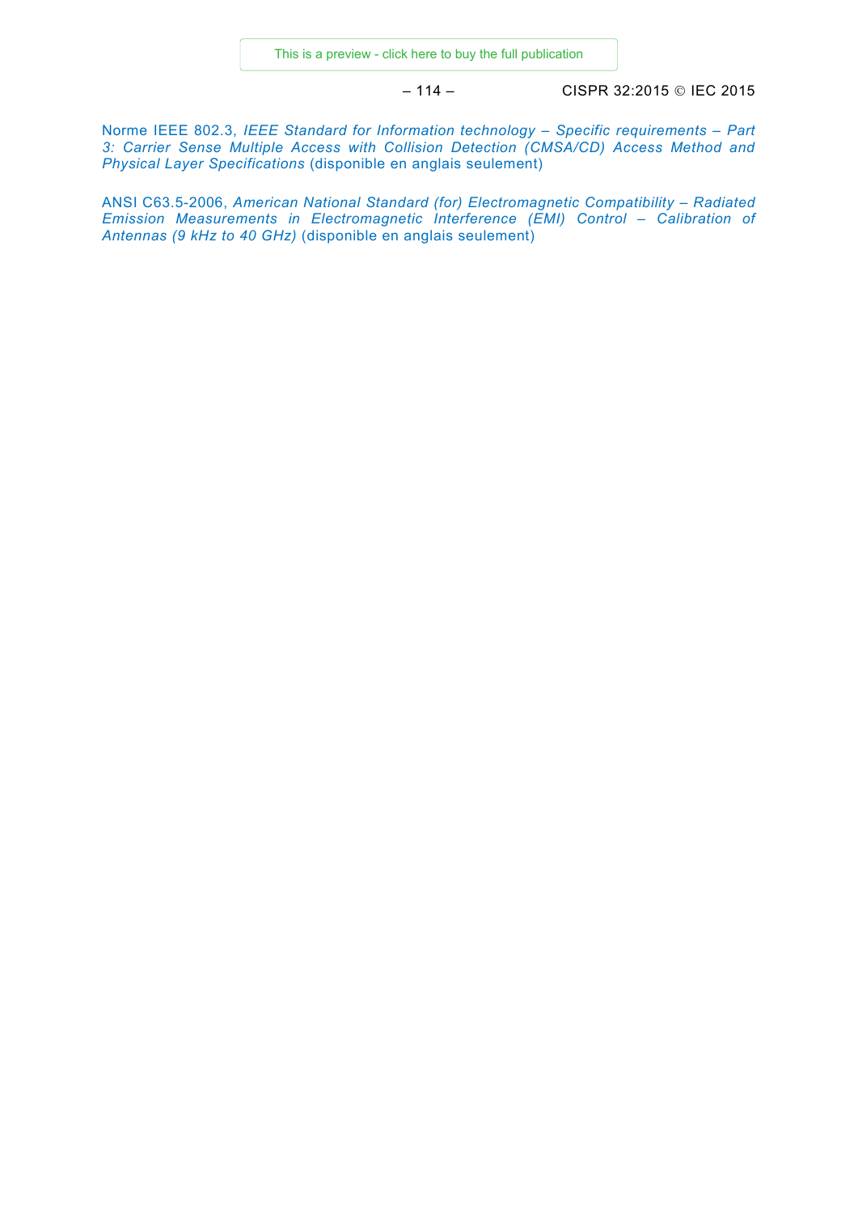Norme IEEE 802.3, *IEEE Standard for Information technology – Specific requirements – Part 3: Carrier Sense Multiple Access with Collision Detection (CMSA/CD) Access Method and Physical Layer Specifications* (disponible en anglais seulement)

ANSI C63.5-2006, *American National Standard (for) Electromagnetic Compatibility – Radiated Emission Measurements in Electromagnetic Interference (EMI) Control – Calibration of Antennas (9 kHz to 40 GHz)* (disponible en anglais seulement)